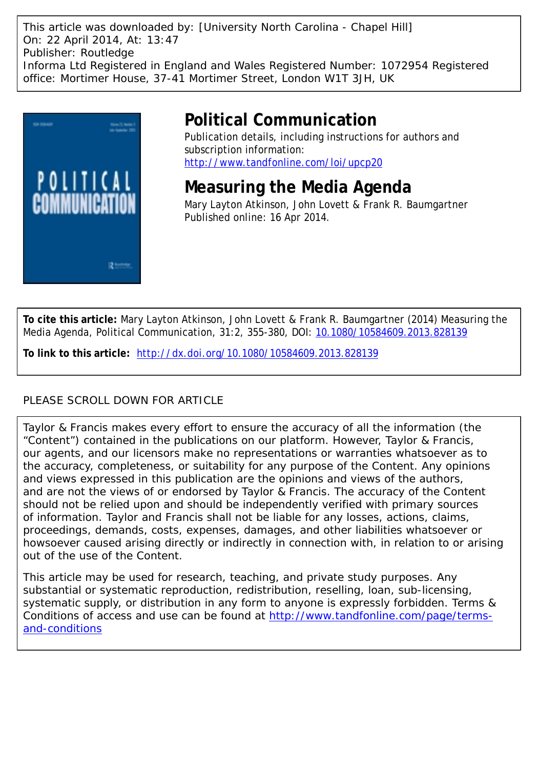This article was downloaded by: [University North Carolina - Chapel Hill]
On: 22 April 2014, At: 13:47
Publisher: Routledge
Informa Ltd Registered in England and Wales Registered Number: 1072954 Registered office: Mortimer House, 37-41 Mortimer Street, London W1T 3JH, UK

# Political Communication

Publication details, including instructions for authors and subscription information:
http://www.tandfonline.com/loi/upcp20

# Measuring the Media Agenda

Mary Layton Atkinson, John Lovett & Frank R. Baumgartner
Published online: 16 Apr 2014.

**To cite this article:** Mary Layton Atkinson, John Lovett & Frank R. Baumgartner (2014) Measuring the Media Agenda, Political Communication, 31:2, 355-380, DOI: 10.1080/10584609.2013.828139

**To link to this article:** http://dx.doi.org/10.1080/10584609.2013.828139

PLEASE SCROLL DOWN FOR ARTICLE

Taylor & Francis makes every effort to ensure the accuracy of all the information (the "Content") contained in the publications on our platform. However, Taylor & Francis, our agents, and our licensors make no representations or warranties whatsoever as to the accuracy, completeness, or suitability for any purpose of the Content. Any opinions and views expressed in this publication are the opinions and views of the authors, and are not the views of or endorsed by Taylor & Francis. The accuracy of the Content should not be relied upon and should be independently verified with primary sources of information. Taylor and Francis shall not be liable for any losses, actions, claims, proceedings, demands, costs, expenses, damages, and other liabilities whatsoever or howsoever caused arising directly or indirectly in connection with, in relation to or arising out of the use of the Content.

This article may be used for research, teaching, and private study purposes. Any substantial or systematic reproduction, redistribution, reselling, loan, sub-licensing, systematic supply, or distribution in any form to anyone is expressly forbidden. Terms & Conditions of access and use can be found at http://www.tandfonline.com/page/terms-and-conditions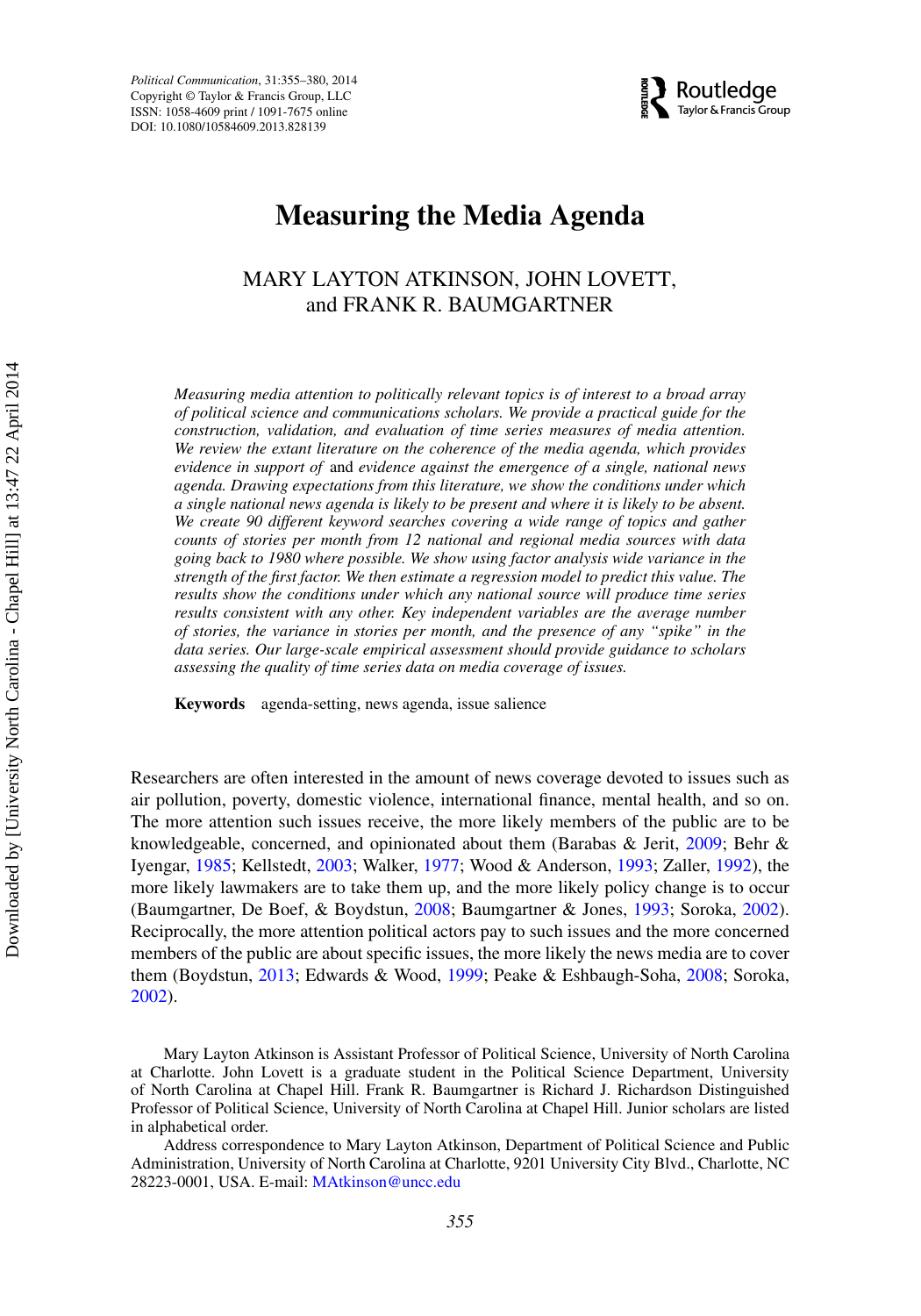# Measuring the Media Agenda

MARY LAYTON ATKINSON, JOHN LOVETT, and FRANK R. BAUMGARTNER

*Measuring media attention to politically relevant topics is of interest to a broad array of political science and communications scholars. We provide a practical guide for the construction, validation, and evaluation of time series measures of media attention. We review the extant literature on the coherence of the media agenda, which provides evidence in support of* and *evidence against the emergence of a single, national news agenda. Drawing expectations from this literature, we show the conditions under which a single national news agenda is likely to be present and where it is likely to be absent. We create 90 different keyword searches covering a wide range of topics and gather counts of stories per month from 12 national and regional media sources with data going back to 1980 where possible. We show using factor analysis wide variance in the strength of the first factor. We then estimate a regression model to predict this value. The results show the conditions under which any national source will produce time series results consistent with any other. Key independent variables are the average number of stories, the variance in stories per month, and the presence of any "spike" in the data series. Our large-scale empirical assessment should provide guidance to scholars assessing the quality of time series data on media coverage of issues.*

**Keywords** agenda-setting, news agenda, issue salience

Researchers are often interested in the amount of news coverage devoted to issues such as air pollution, poverty, domestic violence, international finance, mental health, and so on. The more attention such issues receive, the more likely members of the public are to be knowledgeable, concerned, and opinionated about them (Barabas & Jerit, 2009; Behr & Iyengar, 1985; Kellstedt, 2003; Walker, 1977; Wood & Anderson, 1993; Zaller, 1992), the more likely lawmakers are to take them up, and the more likely policy change is to occur (Baumgartner, De Boef, & Boydstun, 2008; Baumgartner & Jones, 1993; Soroka, 2002). Reciprocally, the more attention political actors pay to such issues and the more concerned members of the public are about specific issues, the more likely the news media are to cover them (Boydstun, 2013; Edwards & Wood, 1999; Peake & Eshbaugh-Soha, 2008; Soroka, 2002).

Mary Layton Atkinson is Assistant Professor of Political Science, University of North Carolina at Charlotte. John Lovett is a graduate student in the Political Science Department, University of North Carolina at Chapel Hill. Frank R. Baumgartner is Richard J. Richardson Distinguished Professor of Political Science, University of North Carolina at Chapel Hill. Junior scholars are listed in alphabetical order.

Address correspondence to Mary Layton Atkinson, Department of Political Science and Public Administration, University of North Carolina at Charlotte, 9201 University City Blvd., Charlotte, NC 28223-0001, USA. E-mail: MAtkinson@uncc.edu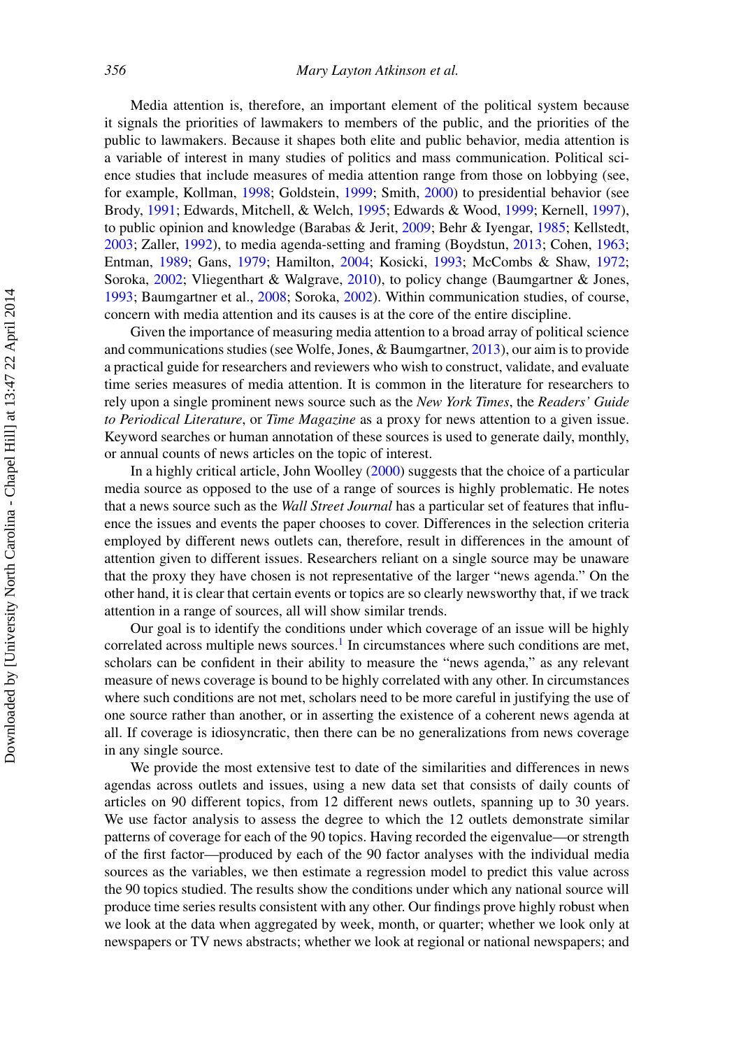Media attention is, therefore, an important element of the political system because it signals the priorities of lawmakers to members of the public, and the priorities of the public to lawmakers. Because it shapes both elite and public behavior, media attention is a variable of interest in many studies of politics and mass communication. Political science studies that include measures of media attention range from those on lobbying (see, for example, Kollman, 1998; Goldstein, 1999; Smith, 2000) to presidential behavior (see Brody, 1991; Edwards, Mitchell, & Welch, 1995; Edwards & Wood, 1999; Kernell, 1997), to public opinion and knowledge (Barabas & Jerit, 2009; Behr & Iyengar, 1985; Kellstedt, 2003; Zaller, 1992), to media agenda-setting and framing (Boydstun, 2013; Cohen, 1963; Entman, 1989; Gans, 1979; Hamilton, 2004; Kosicki, 1993; McCombs & Shaw, 1972; Soroka, 2002; Vliegenthart & Walgrave, 2010), to policy change (Baumgartner & Jones, 1993; Baumgartner et al., 2008; Soroka, 2002). Within communication studies, of course, concern with media attention and its causes is at the core of the entire discipline.

Given the importance of measuring media attention to a broad array of political science and communications studies (see Wolfe, Jones, & Baumgartner, 2013), our aim is to provide a practical guide for researchers and reviewers who wish to construct, validate, and evaluate time series measures of media attention. It is common in the literature for researchers to rely upon a single prominent news source such as the *New York Times*, the *Readers' Guide to Periodical Literature*, or *Time Magazine* as a proxy for news attention to a given issue. Keyword searches or human annotation of these sources is used to generate daily, monthly, or annual counts of news articles on the topic of interest.

In a highly critical article, John Woolley (2000) suggests that the choice of a particular media source as opposed to the use of a range of sources is highly problematic. He notes that a news source such as the *Wall Street Journal* has a particular set of features that influence the issues and events the paper chooses to cover. Differences in the selection criteria employed by different news outlets can, therefore, result in differences in the amount of attention given to different issues. Researchers reliant on a single source may be unaware that the proxy they have chosen is not representative of the larger "news agenda." On the other hand, it is clear that certain events or topics are so clearly newsworthy that, if we track attention in a range of sources, all will show similar trends.

Our goal is to identify the conditions under which coverage of an issue will be highly correlated across multiple news sources.[1] In circumstances where such conditions are met, scholars can be confident in their ability to measure the "news agenda," as any relevant measure of news coverage is bound to be highly correlated with any other. In circumstances where such conditions are not met, scholars need to be more careful in justifying the use of one source rather than another, or in asserting the existence of a coherent news agenda at all. If coverage is idiosyncratic, then there can be no generalizations from news coverage in any single source.

We provide the most extensive test to date of the similarities and differences in news agendas across outlets and issues, using a new data set that consists of daily counts of articles on 90 different topics, from 12 different news outlets, spanning up to 30 years. We use factor analysis to assess the degree to which the 12 outlets demonstrate similar patterns of coverage for each of the 90 topics. Having recorded the eigenvalue—or strength of the first factor—produced by each of the 90 factor analyses with the individual media sources as the variables, we then estimate a regression model to predict this value across the 90 topics studied. The results show the conditions under which any national source will produce time series results consistent with any other. Our findings prove highly robust when we look at the data when aggregated by week, month, or quarter; whether we look only at newspapers or TV news abstracts; whether we look at regional or national newspapers; and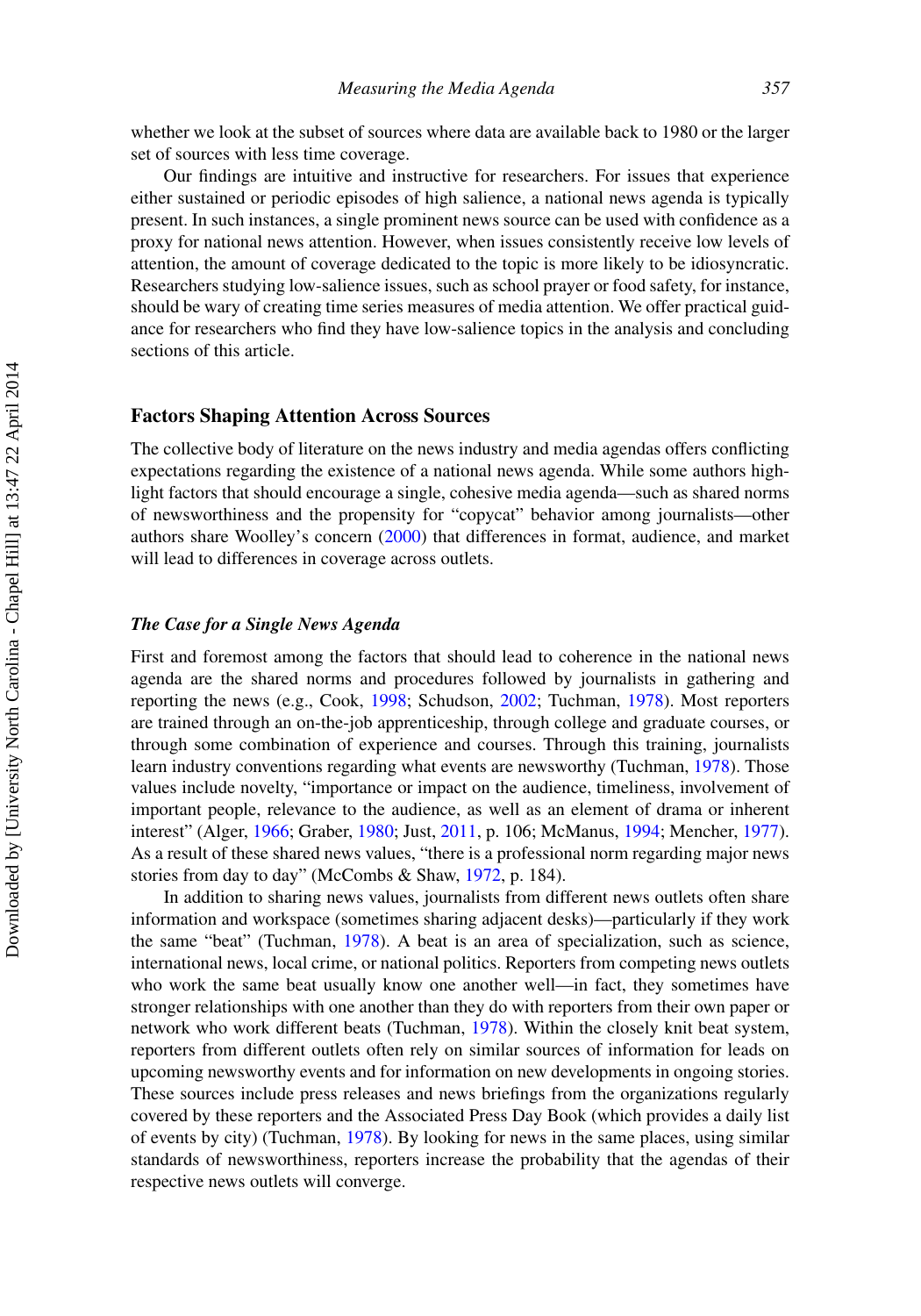whether we look at the subset of sources where data are available back to 1980 or the larger set of sources with less time coverage.

Our findings are intuitive and instructive for researchers. For issues that experience either sustained or periodic episodes of high salience, a national news agenda is typically present. In such instances, a single prominent news source can be used with confidence as a proxy for national news attention. However, when issues consistently receive low levels of attention, the amount of coverage dedicated to the topic is more likely to be idiosyncratic. Researchers studying low-salience issues, such as school prayer or food safety, for instance, should be wary of creating time series measures of media attention. We offer practical guidance for researchers who find they have low-salience topics in the analysis and concluding sections of this article.

## Factors Shaping Attention Across Sources

The collective body of literature on the news industry and media agendas offers conflicting expectations regarding the existence of a national news agenda. While some authors highlight factors that should encourage a single, cohesive media agenda—such as shared norms of newsworthiness and the propensity for "copycat" behavior among journalists—other authors share Woolley's concern (2000) that differences in format, audience, and market will lead to differences in coverage across outlets.

### *The Case for a Single News Agenda*

First and foremost among the factors that should lead to coherence in the national news agenda are the shared norms and procedures followed by journalists in gathering and reporting the news (e.g., Cook, 1998; Schudson, 2002; Tuchman, 1978). Most reporters are trained through an on-the-job apprenticeship, through college and graduate courses, or through some combination of experience and courses. Through this training, journalists learn industry conventions regarding what events are newsworthy (Tuchman, 1978). Those values include novelty, "importance or impact on the audience, timeliness, involvement of important people, relevance to the audience, as well as an element of drama or inherent interest" (Alger, 1966; Graber, 1980; Just, 2011, p. 106; McManus, 1994; Mencher, 1977). As a result of these shared news values, "there is a professional norm regarding major news stories from day to day" (McCombs & Shaw, 1972, p. 184).

In addition to sharing news values, journalists from different news outlets often share information and workspace (sometimes sharing adjacent desks)—particularly if they work the same "beat" (Tuchman, 1978). A beat is an area of specialization, such as science, international news, local crime, or national politics. Reporters from competing news outlets who work the same beat usually know one another well—in fact, they sometimes have stronger relationships with one another than they do with reporters from their own paper or network who work different beats (Tuchman, 1978). Within the closely knit beat system, reporters from different outlets often rely on similar sources of information for leads on upcoming newsworthy events and for information on new developments in ongoing stories. These sources include press releases and news briefings from the organizations regularly covered by these reporters and the Associated Press Day Book (which provides a daily list of events by city) (Tuchman, 1978). By looking for news in the same places, using similar standards of newsworthiness, reporters increase the probability that the agendas of their respective news outlets will converge.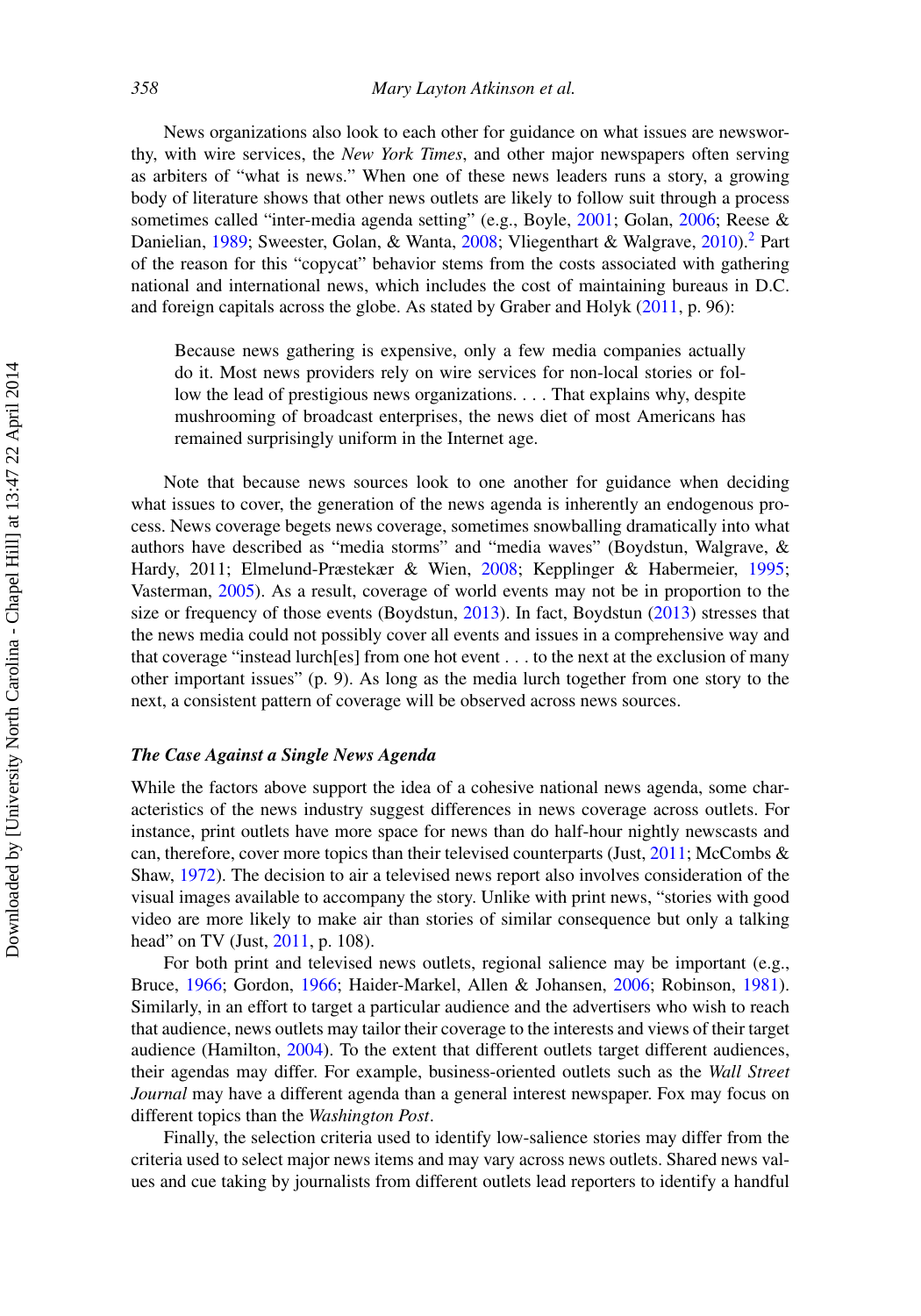News organizations also look to each other for guidance on what issues are newsworthy, with wire services, the *New York Times*, and other major newspapers often serving as arbiters of "what is news." When one of these news leaders runs a story, a growing body of literature shows that other news outlets are likely to follow suit through a process sometimes called "inter-media agenda setting" (e.g., Boyle, 2001; Golan, 2006; Reese & Danielian, 1989; Sweester, Golan, & Wanta, 2008; Vliegenthart & Walgrave, 2010).[2] Part of the reason for this "copycat" behavior stems from the costs associated with gathering national and international news, which includes the cost of maintaining bureaus in D.C. and foreign capitals across the globe. As stated by Graber and Holyk (2011, p. 96):

> Because news gathering is expensive, only a few media companies actually do it. Most news providers rely on wire services for non-local stories or follow the lead of prestigious news organizations. . . . That explains why, despite mushrooming of broadcast enterprises, the news diet of most Americans has remained surprisingly uniform in the Internet age.

Note that because news sources look to one another for guidance when deciding what issues to cover, the generation of the news agenda is inherently an endogenous process. News coverage begets news coverage, sometimes snowballing dramatically into what authors have described as "media storms" and "media waves" (Boydstun, Walgrave, & Hardy, 2011; Elmelund-Præstekær & Wien, 2008; Kepplinger & Habermeier, 1995; Vasterman, 2005). As a result, coverage of world events may not be in proportion to the size or frequency of those events (Boydstun, 2013). In fact, Boydstun (2013) stresses that the news media could not possibly cover all events and issues in a comprehensive way and that coverage "instead lurch[es] from one hot event . . . to the next at the exclusion of many other important issues" (p. 9). As long as the media lurch together from one story to the next, a consistent pattern of coverage will be observed across news sources.

### *The Case Against a Single News Agenda*

While the factors above support the idea of a cohesive national news agenda, some characteristics of the news industry suggest differences in news coverage across outlets. For instance, print outlets have more space for news than do half-hour nightly newscasts and can, therefore, cover more topics than their televised counterparts (Just, 2011; McCombs & Shaw, 1972). The decision to air a televised news report also involves consideration of the visual images available to accompany the story. Unlike with print news, "stories with good video are more likely to make air than stories of similar consequence but only a talking head" on TV (Just, 2011, p. 108).

For both print and televised news outlets, regional salience may be important (e.g., Bruce, 1966; Gordon, 1966; Haider-Markel, Allen & Johansen, 2006; Robinson, 1981). Similarly, in an effort to target a particular audience and the advertisers who wish to reach that audience, news outlets may tailor their coverage to the interests and views of their target audience (Hamilton, 2004). To the extent that different outlets target different audiences, their agendas may differ. For example, business-oriented outlets such as the *Wall Street Journal* may have a different agenda than a general interest newspaper. Fox may focus on different topics than the *Washington Post*.

Finally, the selection criteria used to identify low-salience stories may differ from the criteria used to select major news items and may vary across news outlets. Shared news values and cue taking by journalists from different outlets lead reporters to identify a handful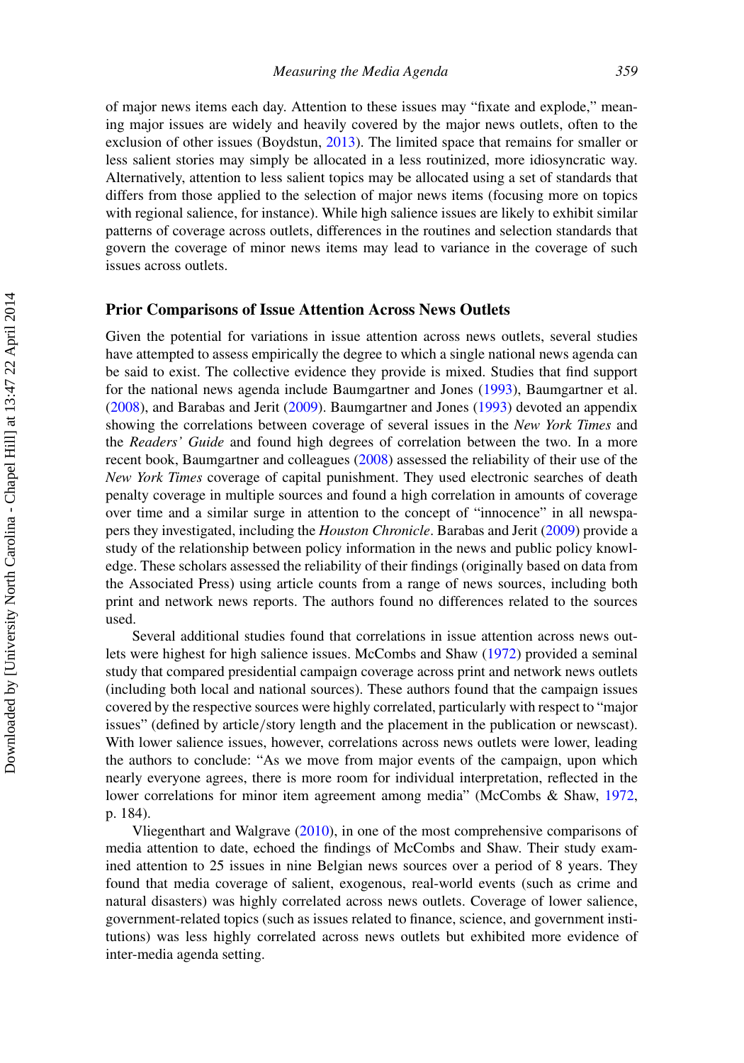of major news items each day. Attention to these issues may "fixate and explode," meaning major issues are widely and heavily covered by the major news outlets, often to the exclusion of other issues (Boydstun, 2013). The limited space that remains for smaller or less salient stories may simply be allocated in a less routinized, more idiosyncratic way. Alternatively, attention to less salient topics may be allocated using a set of standards that differs from those applied to the selection of major news items (focusing more on topics with regional salience, for instance). While high salience issues are likely to exhibit similar patterns of coverage across outlets, differences in the routines and selection standards that govern the coverage of minor news items may lead to variance in the coverage of such issues across outlets.

## Prior Comparisons of Issue Attention Across News Outlets

Given the potential for variations in issue attention across news outlets, several studies have attempted to assess empirically the degree to which a single national news agenda can be said to exist. The collective evidence they provide is mixed. Studies that find support for the national news agenda include Baumgartner and Jones (1993), Baumgartner et al. (2008), and Barabas and Jerit (2009). Baumgartner and Jones (1993) devoted an appendix showing the correlations between coverage of several issues in the *New York Times* and the *Readers' Guide* and found high degrees of correlation between the two. In a more recent book, Baumgartner and colleagues (2008) assessed the reliability of their use of the *New York Times* coverage of capital punishment. They used electronic searches of death penalty coverage in multiple sources and found a high correlation in amounts of coverage over time and a similar surge in attention to the concept of "innocence" in all newspapers they investigated, including the *Houston Chronicle*. Barabas and Jerit (2009) provide a study of the relationship between policy information in the news and public policy knowledge. These scholars assessed the reliability of their findings (originally based on data from the Associated Press) using article counts from a range of news sources, including both print and network news reports. The authors found no differences related to the sources used.

Several additional studies found that correlations in issue attention across news outlets were highest for high salience issues. McCombs and Shaw (1972) provided a seminal study that compared presidential campaign coverage across print and network news outlets (including both local and national sources). These authors found that the campaign issues covered by the respective sources were highly correlated, particularly with respect to "major issues" (defined by article/story length and the placement in the publication or newscast). With lower salience issues, however, correlations across news outlets were lower, leading the authors to conclude: "As we move from major events of the campaign, upon which nearly everyone agrees, there is more room for individual interpretation, reflected in the lower correlations for minor item agreement among media" (McCombs & Shaw, 1972, p. 184).

Vliegenthart and Walgrave (2010), in one of the most comprehensive comparisons of media attention to date, echoed the findings of McCombs and Shaw. Their study examined attention to 25 issues in nine Belgian news sources over a period of 8 years. They found that media coverage of salient, exogenous, real-world events (such as crime and natural disasters) was highly correlated across news outlets. Coverage of lower salience, government-related topics (such as issues related to finance, science, and government institutions) was less highly correlated across news outlets but exhibited more evidence of inter-media agenda setting.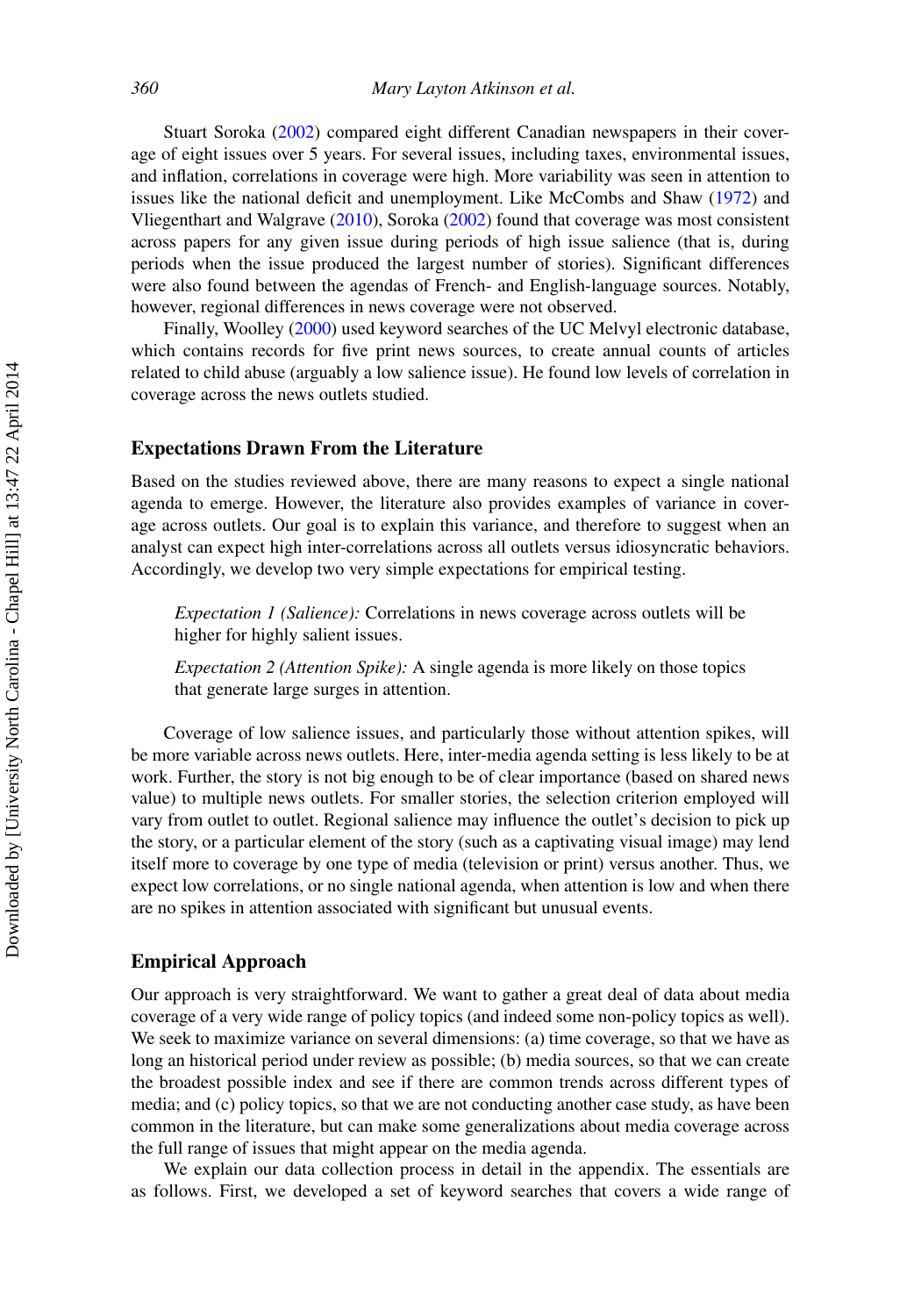Stuart Soroka (2002) compared eight different Canadian newspapers in their coverage of eight issues over 5 years. For several issues, including taxes, environmental issues, and inflation, correlations in coverage were high. More variability was seen in attention to issues like the national deficit and unemployment. Like McCombs and Shaw (1972) and Vliegenthart and Walgrave (2010), Soroka (2002) found that coverage was most consistent across papers for any given issue during periods of high issue salience (that is, during periods when the issue produced the largest number of stories). Significant differences were also found between the agendas of French- and English-language sources. Notably, however, regional differences in news coverage were not observed.

Finally, Woolley (2000) used keyword searches of the UC Melvyl electronic database, which contains records for five print news sources, to create annual counts of articles related to child abuse (arguably a low salience issue). He found low levels of correlation in coverage across the news outlets studied.

## Expectations Drawn From the Literature

Based on the studies reviewed above, there are many reasons to expect a single national agenda to emerge. However, the literature also provides examples of variance in coverage across outlets. Our goal is to explain this variance, and therefore to suggest when an analyst can expect high inter-correlations across all outlets versus idiosyncratic behaviors. Accordingly, we develop two very simple expectations for empirical testing.

> *Expectation 1 (Salience):* Correlations in news coverage across outlets will be higher for highly salient issues.
>
> *Expectation 2 (Attention Spike):* A single agenda is more likely on those topics that generate large surges in attention.

Coverage of low salience issues, and particularly those without attention spikes, will be more variable across news outlets. Here, inter-media agenda setting is less likely to be at work. Further, the story is not big enough to be of clear importance (based on shared news value) to multiple news outlets. For smaller stories, the selection criterion employed will vary from outlet to outlet. Regional salience may influence the outlet's decision to pick up the story, or a particular element of the story (such as a captivating visual image) may lend itself more to coverage by one type of media (television or print) versus another. Thus, we expect low correlations, or no single national agenda, when attention is low and when there are no spikes in attention associated with significant but unusual events.

## Empirical Approach

Our approach is very straightforward. We want to gather a great deal of data about media coverage of a very wide range of policy topics (and indeed some non-policy topics as well). We seek to maximize variance on several dimensions: (a) time coverage, so that we have as long an historical period under review as possible; (b) media sources, so that we can create the broadest possible index and see if there are common trends across different types of media; and (c) policy topics, so that we are not conducting another case study, as have been common in the literature, but can make some generalizations about media coverage across the full range of issues that might appear on the media agenda.

We explain our data collection process in detail in the appendix. The essentials are as follows. First, we developed a set of keyword searches that covers a wide range of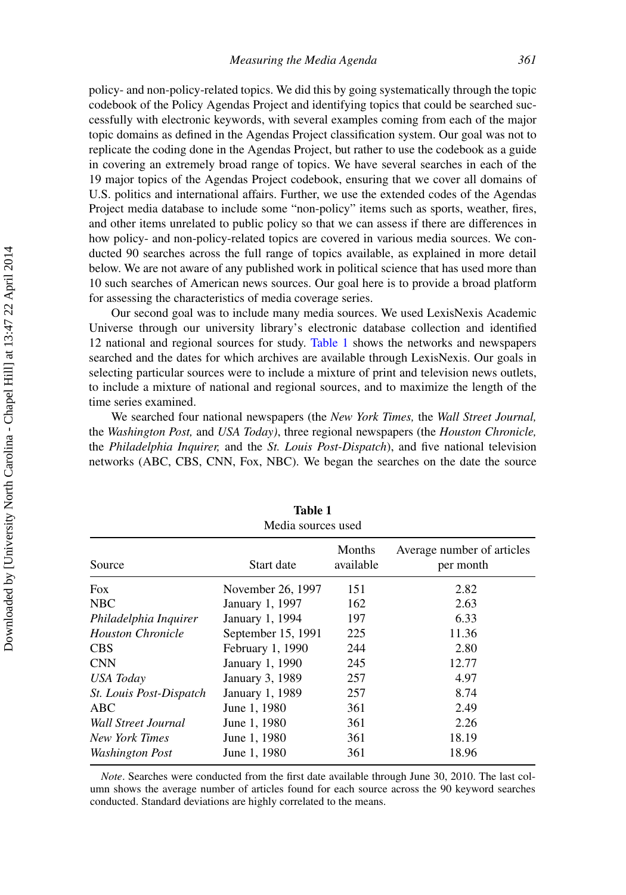policy- and non-policy-related topics. We did this by going systematically through the topic codebook of the Policy Agendas Project and identifying topics that could be searched successfully with electronic keywords, with several examples coming from each of the major topic domains as defined in the Agendas Project classification system. Our goal was not to replicate the coding done in the Agendas Project, but rather to use the codebook as a guide in covering an extremely broad range of topics. We have several searches in each of the 19 major topics of the Agendas Project codebook, ensuring that we cover all domains of U.S. politics and international affairs. Further, we use the extended codes of the Agendas Project media database to include some "non-policy" items such as sports, weather, fires, and other items unrelated to public policy so that we can assess if there are differences in how policy- and non-policy-related topics are covered in various media sources. We conducted 90 searches across the full range of topics available, as explained in more detail below. We are not aware of any published work in political science that has used more than 10 such searches of American news sources. Our goal here is to provide a broad platform for assessing the characteristics of media coverage series.

Our second goal was to include many media sources. We used LexisNexis Academic Universe through our university library's electronic database collection and identified 12 national and regional sources for study. Table 1 shows the networks and newspapers searched and the dates for which archives are available through LexisNexis. Our goals in selecting particular sources were to include a mixture of print and television news outlets, to include a mixture of national and regional sources, and to maximize the length of the time series examined.

We searched four national newspapers (the *New York Times,* the *Wall Street Journal,* the *Washington Post,* and *USA Today*), three regional newspapers (the *Houston Chronicle,* the *Philadelphia Inquirer,* and the *St. Louis Post-Dispatch*), and five national television networks (ABC, CBS, CNN, Fox, NBC). We began the searches on the date the source

**Table 1**
Media sources used

| Source | Start date | Months available | Average number of articles per month |
|---|---|---|---|
| Fox | November 26, 1997 | 151 | 2.82 |
| NBC | January 1, 1997 | 162 | 2.63 |
| *Philadelphia Inquirer* | January 1, 1994 | 197 | 6.33 |
| *Houston Chronicle* | September 15, 1991 | 225 | 11.36 |
| CBS | February 1, 1990 | 244 | 2.80 |
| CNN | January 1, 1990 | 245 | 12.77 |
| *USA Today* | January 3, 1989 | 257 | 4.97 |
| *St. Louis Post-Dispatch* | January 1, 1989 | 257 | 8.74 |
| ABC | June 1, 1980 | 361 | 2.49 |
| *Wall Street Journal* | June 1, 1980 | 361 | 2.26 |
| *New York Times* | June 1, 1980 | 361 | 18.19 |
| *Washington Post* | June 1, 1980 | 361 | 18.96 |

*Note*. Searches were conducted from the first date available through June 30, 2010. The last column shows the average number of articles found for each source across the 90 keyword searches conducted. Standard deviations are highly correlated to the means.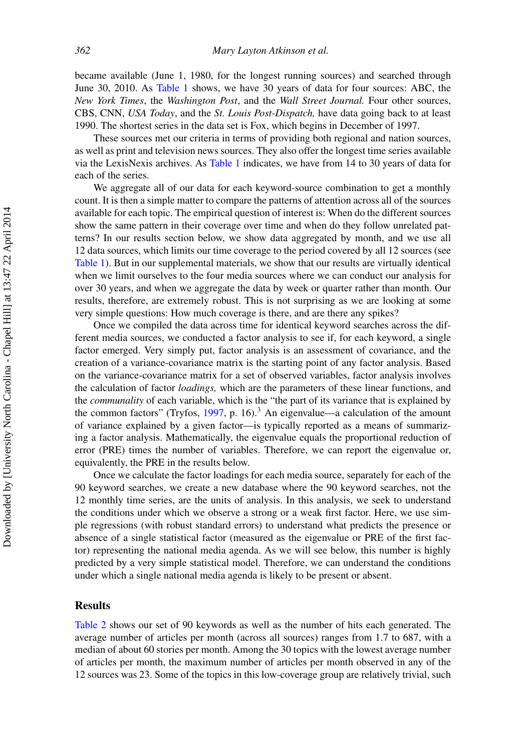became available (June 1, 1980, for the longest running sources) and searched through June 30, 2010. As Table 1 shows, we have 30 years of data for four sources: ABC, the *New York Times*, the *Washington Post*, and the *Wall Street Journal.* Four other sources, CBS, CNN, *USA Today*, and the *St. Louis Post-Dispatch,* have data going back to at least 1990. The shortest series in the data set is Fox, which begins in December of 1997.

These sources met our criteria in terms of providing both regional and nation sources, as well as print and television news sources. They also offer the longest time series available via the LexisNexis archives. As Table 1 indicates, we have from 14 to 30 years of data for each of the series.

We aggregate all of our data for each keyword-source combination to get a monthly count. It is then a simple matter to compare the patterns of attention across all of the sources available for each topic. The empirical question of interest is: When do the different sources show the same pattern in their coverage over time and when do they follow unrelated patterns? In our results section below, we show data aggregated by month, and we use all 12 data sources, which limits our time coverage to the period covered by all 12 sources (see Table 1). But in our supplemental materials, we show that our results are virtually identical when we limit ourselves to the four media sources where we can conduct our analysis for over 30 years, and when we aggregate the data by week or quarter rather than month. Our results, therefore, are extremely robust. This is not surprising as we are looking at some very simple questions: How much coverage is there, and are there any spikes?

Once we compiled the data across time for identical keyword searches across the different media sources, we conducted a factor analysis to see if, for each keyword, a single factor emerged. Very simply put, factor analysis is an assessment of covariance, and the creation of a variance-covariance matrix is the starting point of any factor analysis. Based on the variance-covariance matrix for a set of observed variables, factor analysis involves the calculation of factor *loadings,* which are the parameters of these linear functions, and the *communality* of each variable, which is the "the part of its variance that is explained by the common factors" (Tryfos, 1997, p. 16).[3] An eigenvalue—a calculation of the amount of variance explained by a given factor—is typically reported as a means of summarizing a factor analysis. Mathematically, the eigenvalue equals the proportional reduction of error (PRE) times the number of variables. Therefore, we can report the eigenvalue or, equivalently, the PRE in the results below.

Once we calculate the factor loadings for each media source, separately for each of the 90 keyword searches, we create a new database where the 90 keyword searches, not the 12 monthly time series, are the units of analysis. In this analysis, we seek to understand the conditions under which we observe a strong or a weak first factor. Here, we use simple regressions (with robust standard errors) to understand what predicts the presence or absence of a single statistical factor (measured as the eigenvalue or PRE of the first factor) representing the national media agenda. As we will see below, this number is highly predicted by a very simple statistical model. Therefore, we can understand the conditions under which a single national media agenda is likely to be present or absent.

## Results

Table 2 shows our set of 90 keywords as well as the number of hits each generated. The average number of articles per month (across all sources) ranges from 1.7 to 687, with a median of about 60 stories per month. Among the 30 topics with the lowest average number of articles per month, the maximum number of articles per month observed in any of the 12 sources was 23. Some of the topics in this low-coverage group are relatively trivial, such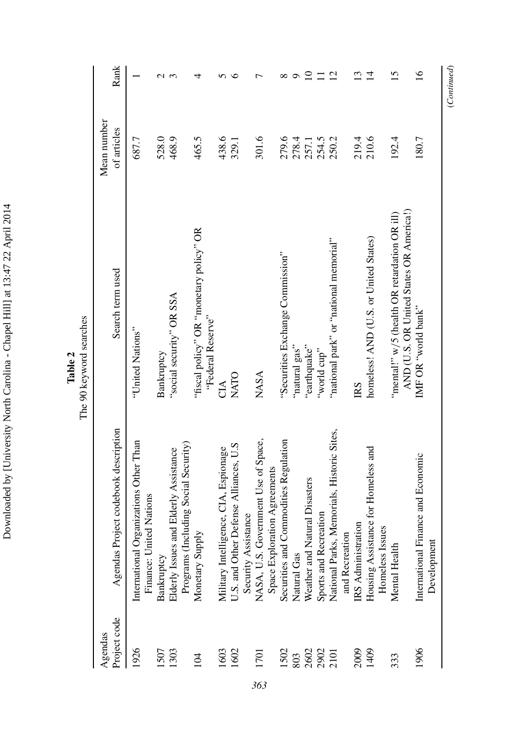**Table 2**
The 90 keyword searches

| Agendas Project code | Agendas Project codebook description | Search term used | Mean number of articles | Rank |
|---|---|---|---|---|
| 1926 | International Organizations Other Than Finance: United Nations | "United Nations" | 687.7 | 1 |
| 1507 | Bankruptcy | Bankruptcy | 528.0 | 2 |
| 1303 | Elderly Issues and Elderly Assistance Programs (Including Social Security) | "social security" OR SSA | 468.9 | 3 |
| 104 | Monetary Supply | "fiscal policy" OR "monetary policy" OR "Federal Reserve" | 465.5 | 4 |
| 1603 | Military Intelligence, CIA, Espionage | CIA | 438.6 | 5 |
| 1602 | U.S. and Other Defense Alliances, U.S Security Assistance | NATO | 329.1 | 6 |
| 1701 | NASA, U.S. Government Use of Space, Space Exploration Agreements | NASA | 301.6 | 7 |
| 1502 | Securities and Commodities Regulation | "Securities Exchange Commission" | 279.6 | 8 |
| 803 | Natural Gas | "natural gas" | 278.4 | 9 |
| 2602 | Weather and Natural Disasters | "earthquake" | 257.1 | 10 |
| 2902 | Sports and Recreation | "world cup" | 254.5 | 11 |
| 2101 | National Parks, Memorials, Historic Sites, and Recreation | "national park" or "national memorial" | 250.2 | 12 |
| 2009 | IRS Administration | IRS | 219.4 | 13 |
| 1409 | Housing Assistance for Homeless and Homeless Issues | homeless! AND (U.S. or United States) | 210.6 | 14 |
| 333 | Mental Health | "mental!" w/5 (health OR retardation OR ill) AND (U.S. OR United States OR America!) | 192.4 | 15 |
| 1906 | International Finance and Economic Development | IMF OR "world bank" | 180.7 | 16 |

(*Continued*)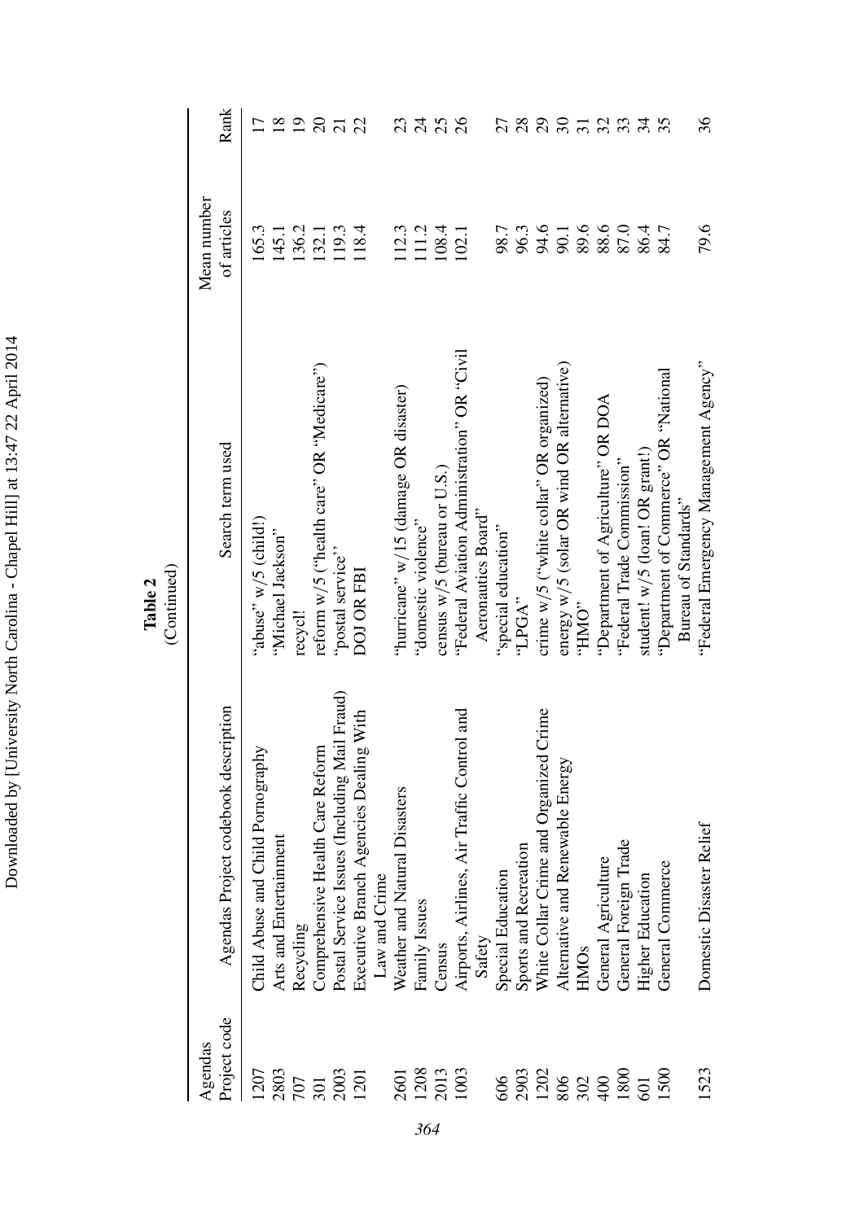**Table 2**
(Continued)

| Agendas Project code | Agendas Project codebook description | Search term used | Mean number of articles | Rank |
|---|---|---|---|---|
| 1207 | Child Abuse and Child Pornography | "abuse" w/5 (child!) | 165.3 | 17 |
| 2803 | Arts and Entertainment | "Michael Jackson" | 145.1 | 18 |
| 707 | Recycling | recycl! | 136.2 | 19 |
| 301 | Comprehensive Health Care Reform | reform w/5 ("health care" OR "Medicare") | 132.1 | 20 |
| 2003 | Postal Service Issues (Including Mail Fraud) | "postal service" | 119.3 | 21 |
| 1201 | Executive Branch Agencies Dealing With Law and Crime | DOJ OR FBI | 118.4 | 22 |
| 2601 | Weather and Natural Disasters | "hurricane" w/15 (damage OR disaster) | 112.3 | 23 |
| 1208 | Family Issues | "domestic violence" | 111.2 | 24 |
| 2013 | Census | census w/5 (bureau or U.S.) | 108.4 | 25 |
| 1003 | Airports, Airlines, Air Traffic Control and Safety | "Federal Aviation Administration" OR "Civil Aeronautics Board" | 102.1 | 26 |
| 606 | Special Education | "special education" | 98.7 | 27 |
| 2903 | Sports and Recreation | "LPGA" | 96.3 | 28 |
| 1202 | White Collar Crime and Organized Crime | crime w/5 ("white collar" OR organized) | 94.6 | 29 |
| 806 | Alternative and Renewable Energy | energy w/5 (solar OR wind OR alternative) | 90.1 | 30 |
| 302 | HMOs | "HMO" | 89.6 | 31 |
| 400 | General Agriculture | "Department of Agriculture" OR DOA | 88.6 | 32 |
| 1800 | General Foreign Trade | "Federal Trade Commission" | 87.0 | 33 |
| 601 | Higher Education | student! w/5 (loan! OR grant!) | 86.4 | 34 |
| 1500 | General Commerce | "Department of Commerce" OR "National Bureau of Standards" | 84.7 | 35 |
| 1523 | Domestic Disaster Relief | "Federal Emergency Management Agency" | 79.6 | 36 |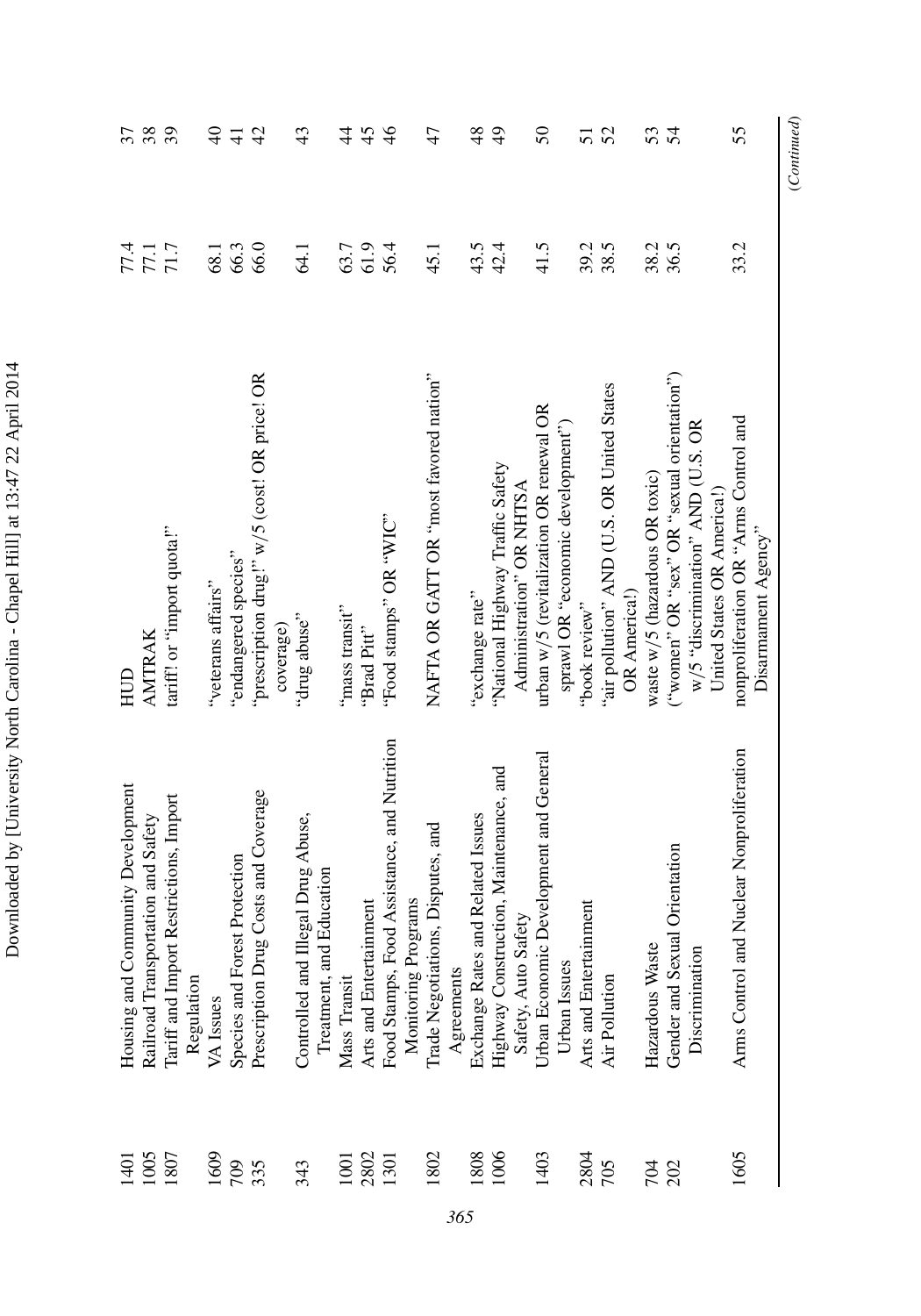| | | | | |
|---|---|---|---|---|
| 1401 | Housing and Community Development | HUD | 77.4 | 37 |
| 1005 | Railroad Transportation and Safety | AMTRAK | 77.1 | 38 |
| 1807 | Tariff and Import Restrictions, Import Regulation | tariff! or "import quota!" | 71.7 | 39 |
| 1609 | VA Issues | "veterans affairs" | 68.1 | 40 |
| 709 | Species and Forest Protection | "endangered species" | 66.3 | 41 |
| 335 | Prescription Drug Costs and Coverage | "prescription drug!" w/5 (cost! OR price! OR coverage) | 66.0 | 42 |
| 343 | Controlled and Illegal Drug Abuse, Treatment, and Education | "drug abuse" | 64.1 | 43 |
| 1001 | Mass Transit | "mass transit" | 63.7 | 44 |
| 2802 | Arts and Entertainment | "Brad Pitt" | 61.9 | 45 |
| 1301 | Food Stamps, Food Assistance, and Nutrition Monitoring Programs | "Food stamps" OR "WIC" | 56.4 | 46 |
| 1802 | Trade Negotiations, Disputes, and Agreements | NAFTA OR GATT OR "most favored nation" | 45.1 | 47 |
| 1808 | Exchange Rates and Related Issues | "exchange rate" | 43.5 | 48 |
| 1006 | Highway Construction, Maintenance, and Safety, Auto Safety | "National Highway Traffic Safety Administration" OR NHTSA | 42.4 | 49 |
| 1403 | Urban Economic Development and General Urban Issues | urban w/5 (revitalization OR renewal OR sprawl OR "economic development") | 41.5 | 50 |
| 2804 | Arts and Entertainment | "book review" | 39.2 | 51 |
| 705 | Air Pollution | "air pollution" AND (U.S. OR United States OR America!) | 38.5 | 52 |
| 704 | Hazardous Waste | waste w/5 (hazardous OR toxic) | 38.2 | 53 |
| 202 | Gender and Sexual Orientation Discrimination | ("women" OR "sex" OR "sexual orientation") w/5 "discrimination" AND (U.S. OR United States OR America!) | 36.5 | 54 |
| 1605 | Arms Control and Nuclear Nonproliferation | nonproliferation OR "Arms Control and Disarmament Agency" | 33.2 | 55 |

*(Continued)*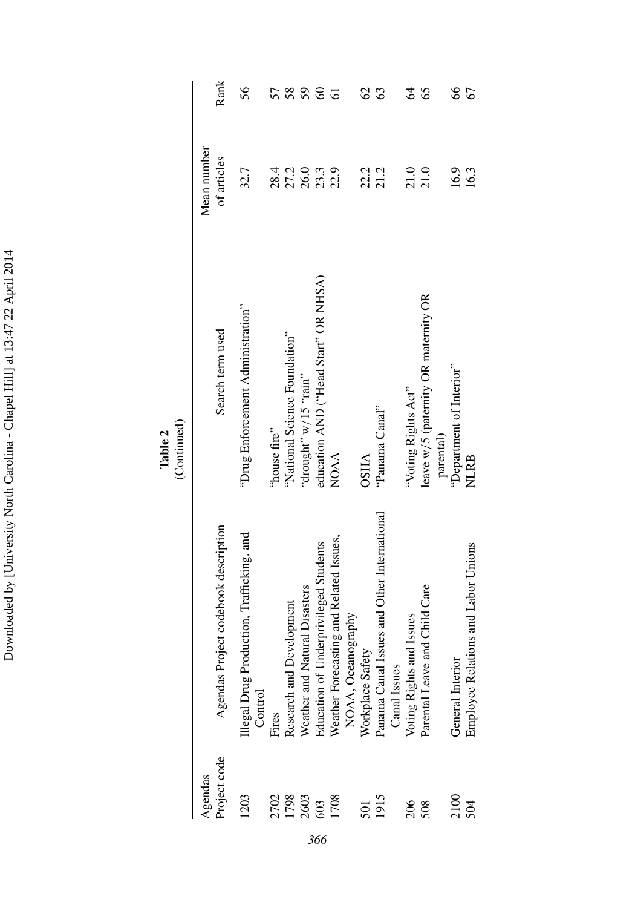**Table 2**
(Continued)

| Agendas Project code | Agendas Project codebook description | Search term used | Mean number of articles | Rank |
|---|---|---|---|---|
| 1203 | Illegal Drug Production, Trafficking, and Control | "Drug Enforcement Administration" | 32.7 | 56 |
| 2702 | Fires | "house fire" | 28.4 | 57 |
| 1798 | Research and Development | "National Science Foundation" | 27.2 | 58 |
| 2603 | Weather and Natural Disasters | "drought" w/15 "rain" | 26.0 | 59 |
| 603 | Education of Underprivileged Students | education AND ("Head Start" OR NHSA) | 23.3 | 60 |
| 1708 | Weather Forecasting and Related Issues, NOAA, Oceanography | NOAA | 22.9 | 61 |
| 501 | Workplace Safety | OSHA | 22.2 | 62 |
| 1915 | Panama Canal Issues and Other International Canal Issues | "Panama Canal" | 21.2 | 63 |
| 206 | Voting Rights and Issues | "Voting Rights Act" | 21.0 | 64 |
| 508 | Parental Leave and Child Care | leave w/5 (paternity OR maternity OR parental) | 21.0 | 65 |
| 2100 | General Interior | "Department of Interior" | 16.9 | 66 |
| 504 | Employee Relations and Labor Unions | NLRB | 16.3 | 67 |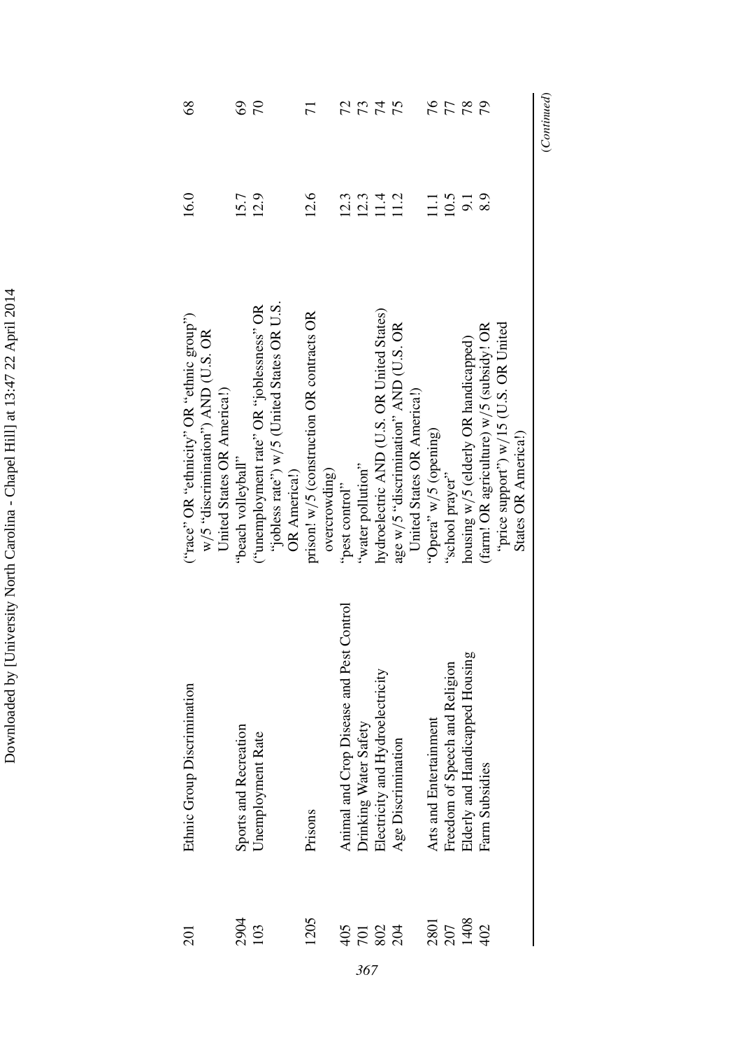| | | | | |
|---|---|---|---|---|
| 201 | Ethnic Group Discrimination | ("race" OR "ethnicity" OR "ethnic group") w/5 "discrimination") AND (U.S. OR United States OR America!) | 16.0 | 68 |
| 2904 | Sports and Recreation | "beach volleyball" | 15.7 | 69 |
| 103 | Unemployment Rate | ("unemployment rate" OR "joblessness" OR "jobless rate") w/5 (United States OR U.S. OR America!) | 12.9 | 70 |
| 1205 | Prisons | prison! w/5 (construction OR contracts OR overcrowding) | 12.6 | 71 |
| 405 | Animal and Crop Disease and Pest Control | "pest control" | 12.3 | 72 |
| 701 | Drinking Water Safety | "water pollution" | 12.3 | 73 |
| 802 | Electricity and Hydroelectricity | hydroelectric AND (U.S. OR United States) | 11.4 | 74 |
| 204 | Age Discrimination | age w/5 "discrimination" AND (U.S. OR United States OR America!) | 11.2 | 75 |
| 2801 | Arts and Entertainment | "Opera" w/5 (opening) | 11.1 | 76 |
| 207 | Freedom of Speech and Religion | "school prayer" | 10.5 | 77 |
| 1408 | Elderly and Handicapped Housing | housing w/5 (elderly OR handicapped) | 9.1 | 78 |
| 402 | Farm Subsidies | (farm! OR agriculture) w/5 (subsidy! OR "price support") w/15 (U.S. OR United States OR America!) | 8.9 | 79 |

(*Continued*)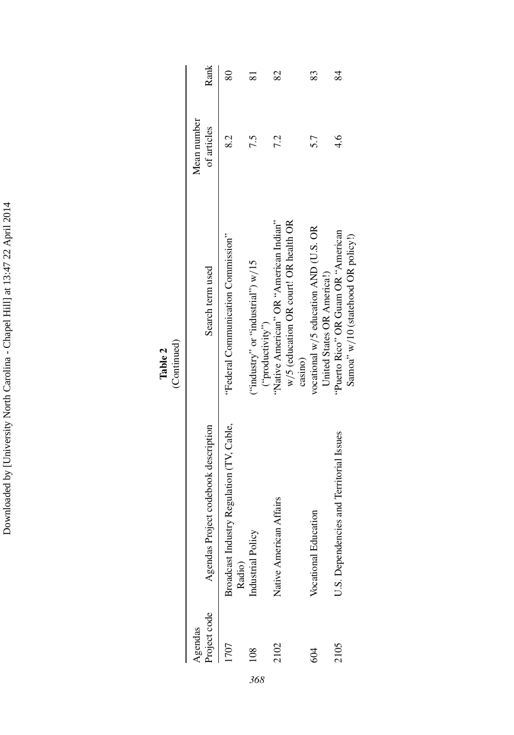**Table 2**
(Continued)

| Agendas Project code | Agendas Project codebook description | Search term used | Mean number of articles | Rank |
|---|---|---|---|---|
| 1707 | Broadcast Industry Regulation (TV, Cable, Radio) | "Federal Communication Commission" | 8.2 | 80 |
| 108 | Industrial Policy | ("industry" or "industrial") w/15 ("productivity") | 7.5 | 81 |
| 2102 | Native American Affairs | "Native American" OR "American Indian" w/5 (education OR court! OR health OR casino) | 7.2 | 82 |
| 604 | Vocational Education | vocational w/5 education AND (U.S. OR United States OR America!) | 5.7 | 83 |
| 2105 | U.S. Dependencies and Territorial Issues | "Puerto Rico" OR Guam OR "American Samoa" w/10 (statehood OR policy!) | 4.6 | 84 |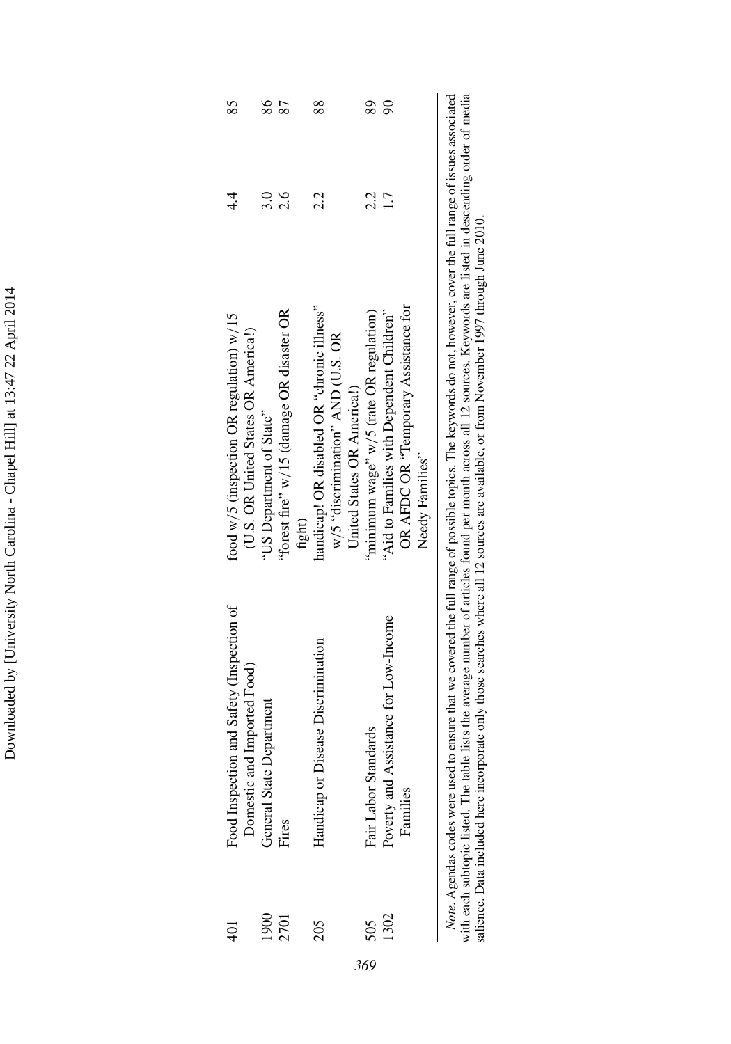| | | | | |
|---|---|---|---|---|
| 401 | Food Inspection and Safety (Inspection of Domestic and Imported Food) | food w/5 (inspection OR regulation) w/15 (U.S. OR United States OR America!) | 4.4 | 85 |
| 1900 | General State Department | "US Department of State" | 3.0 | 86 |
| 2701 | Fires | "forest fire" w/15 (damage OR disaster OR fight) | 2.6 | 87 |
| 205 | Handicap or Disease Discrimination | handicap! OR disabled OR "chronic illness" w/5 "discrimination" AND (U.S. OR United States OR America!) | 2.2 | 88 |
| 505 | Fair Labor Standards | "minimum wage" w/5 (rate OR regulation) | 2.2 | 89 |
| 1302 | Poverty and Assistance for Low-Income Families | "Aid to Families with Dependent Children" OR AFDC OR "Temporary Assistance for Needy Families" | 1.7 | 90 |

*Note*. Agendas codes were used to ensure that we covered the full range of possible topics. The keywords do not, however, cover the full range of issues associated with each subtopic listed. The table lists the average number of articles found per month across all 12 sources. Keywords are listed in descending order of media salience. Data included here incorporate only those searches where all 12 sources are available, or from November 1997 through June 2010.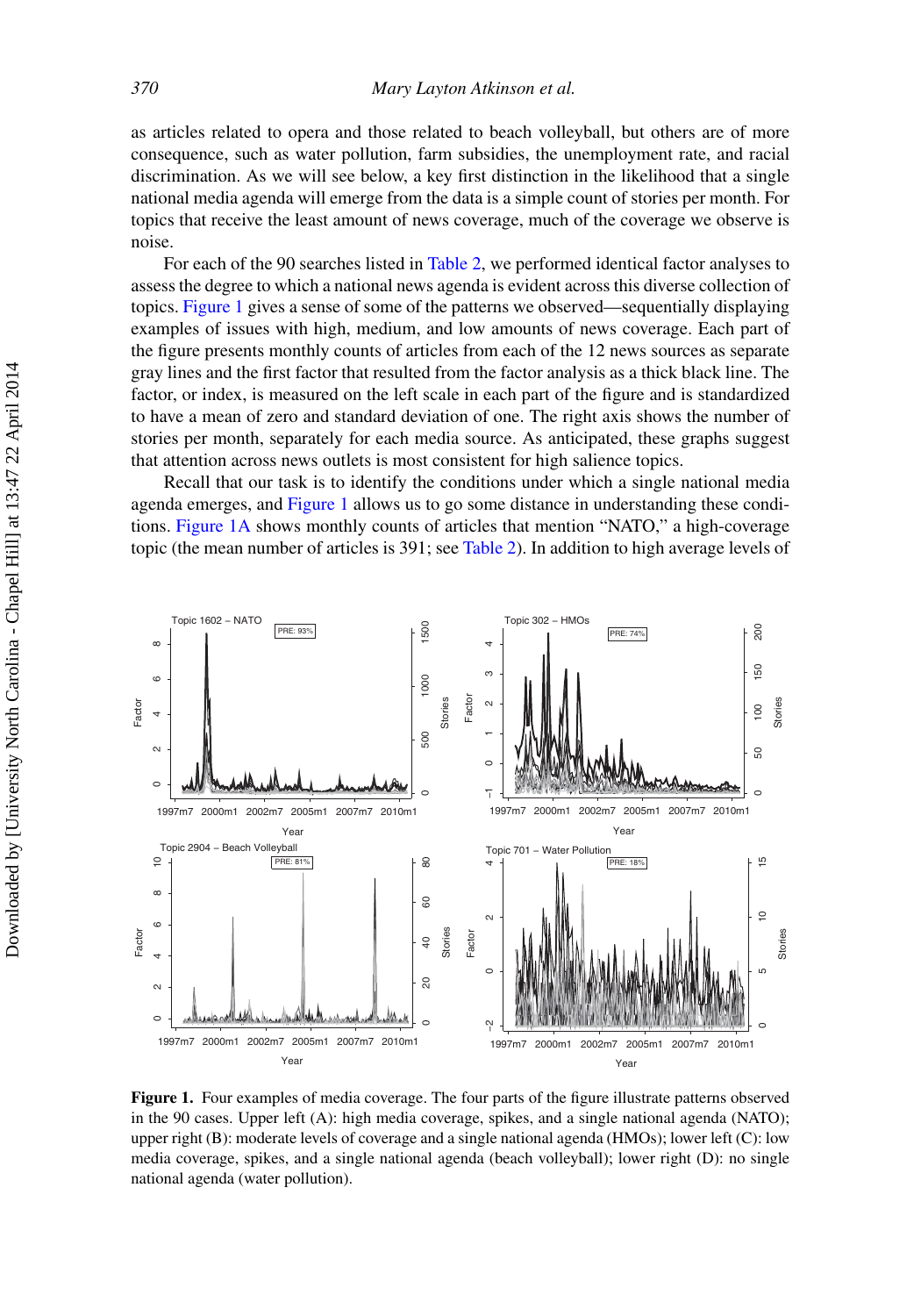as articles related to opera and those related to beach volleyball, but others are of more consequence, such as water pollution, farm subsidies, the unemployment rate, and racial discrimination. As we will see below, a key first distinction in the likelihood that a single national media agenda will emerge from the data is a simple count of stories per month. For topics that receive the least amount of news coverage, much of the coverage we observe is noise.

For each of the 90 searches listed in Table 2, we performed identical factor analyses to assess the degree to which a national news agenda is evident across this diverse collection of topics. Figure 1 gives a sense of some of the patterns we observed—sequentially displaying examples of issues with high, medium, and low amounts of news coverage. Each part of the figure presents monthly counts of articles from each of the 12 news sources as separate gray lines and the first factor that resulted from the factor analysis as a thick black line. The factor, or index, is measured on the left scale in each part of the figure and is standardized to have a mean of zero and standard deviation of one. The right axis shows the number of stories per month, separately for each media source. As anticipated, these graphs suggest that attention across news outlets is most consistent for high salience topics.

Recall that our task is to identify the conditions under which a single national media agenda emerges, and Figure 1 allows us to go some distance in understanding these conditions. Figure 1A shows monthly counts of articles that mention "NATO," a high-coverage topic (the mean number of articles is 391; see Table 2). In addition to high average levels of

**Figure 1.** Four examples of media coverage. The four parts of the figure illustrate patterns observed in the 90 cases. Upper left (A): high media coverage, spikes, and a single national agenda (NATO); upper right (B): moderate levels of coverage and a single national agenda (HMOs); lower left (C): low media coverage, spikes, and a single national agenda (beach volleyball); lower right (D): no single national agenda (water pollution).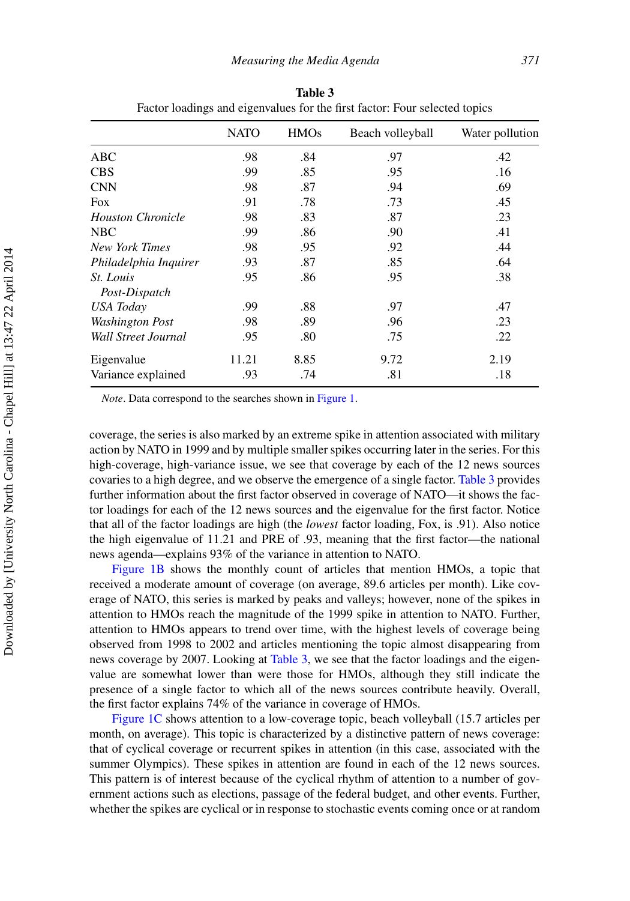**Table 3**
Factor loadings and eigenvalues for the first factor: Four selected topics

| | NATO | HMOs | Beach volleyball | Water pollution |
|---|---|---|---|---|
| ABC | .98 | .84 | .97 | .42 |
| CBS | .99 | .85 | .95 | .16 |
| CNN | .98 | .87 | .94 | .69 |
| Fox | .91 | .78 | .73 | .45 |
| *Houston Chronicle* | .98 | .83 | .87 | .23 |
| NBC | .99 | .86 | .90 | .41 |
| *New York Times* | .98 | .95 | .92 | .44 |
| *Philadelphia Inquirer* | .93 | .87 | .85 | .64 |
| *St. Louis Post-Dispatch* | .95 | .86 | .95 | .38 |
| *USA Today* | .99 | .88 | .97 | .47 |
| *Washington Post* | .98 | .89 | .96 | .23 |
| *Wall Street Journal* | .95 | .80 | .75 | .22 |
| Eigenvalue | 11.21 | 8.85 | 9.72 | 2.19 |
| Variance explained | .93 | .74 | .81 | .18 |

*Note*. Data correspond to the searches shown in Figure 1.

coverage, the series is also marked by an extreme spike in attention associated with military action by NATO in 1999 and by multiple smaller spikes occurring later in the series. For this high-coverage, high-variance issue, we see that coverage by each of the 12 news sources covaries to a high degree, and we observe the emergence of a single factor. Table 3 provides further information about the first factor observed in coverage of NATO—it shows the factor loadings for each of the 12 news sources and the eigenvalue for the first factor. Notice that all of the factor loadings are high (the *lowest* factor loading, Fox, is .91). Also notice the high eigenvalue of 11.21 and PRE of .93, meaning that the first factor—the national news agenda—explains 93% of the variance in attention to NATO.

Figure 1B shows the monthly count of articles that mention HMOs, a topic that received a moderate amount of coverage (on average, 89.6 articles per month). Like coverage of NATO, this series is marked by peaks and valleys; however, none of the spikes in attention to HMOs reach the magnitude of the 1999 spike in attention to NATO. Further, attention to HMOs appears to trend over time, with the highest levels of coverage being observed from 1998 to 2002 and articles mentioning the topic almost disappearing from news coverage by 2007. Looking at Table 3, we see that the factor loadings and the eigenvalue are somewhat lower than were those for HMOs, although they still indicate the presence of a single factor to which all of the news sources contribute heavily. Overall, the first factor explains 74% of the variance in coverage of HMOs.

Figure 1C shows attention to a low-coverage topic, beach volleyball (15.7 articles per month, on average). This topic is characterized by a distinctive pattern of news coverage: that of cyclical coverage or recurrent spikes in attention (in this case, associated with the summer Olympics). These spikes in attention are found in each of the 12 news sources. This pattern is of interest because of the cyclical rhythm of attention to a number of government actions such as elections, passage of the federal budget, and other events. Further, whether the spikes are cyclical or in response to stochastic events coming once or at random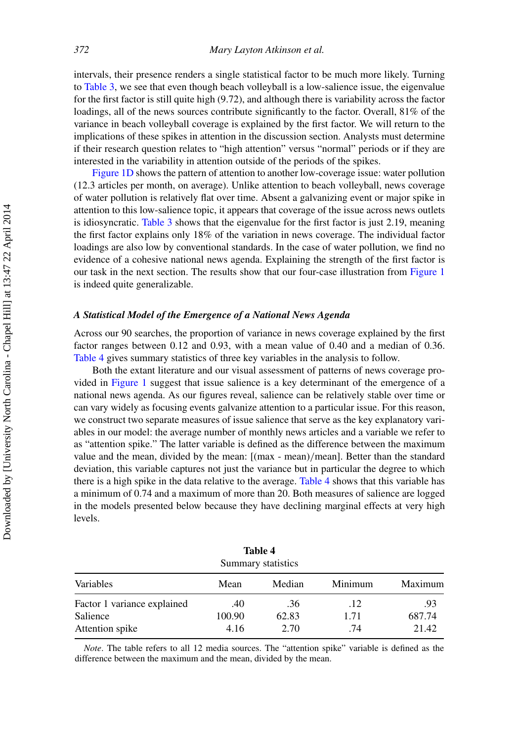intervals, their presence renders a single statistical factor to be much more likely. Turning to Table 3, we see that even though beach volleyball is a low-salience issue, the eigenvalue for the first factor is still quite high (9.72), and although there is variability across the factor loadings, all of the news sources contribute significantly to the factor. Overall, 81% of the variance in beach volleyball coverage is explained by the first factor. We will return to the implications of these spikes in attention in the discussion section. Analysts must determine if their research question relates to "high attention" versus "normal" periods or if they are interested in the variability in attention outside of the periods of the spikes.

Figure 1D shows the pattern of attention to another low-coverage issue: water pollution (12.3 articles per month, on average). Unlike attention to beach volleyball, news coverage of water pollution is relatively flat over time. Absent a galvanizing event or major spike in attention to this low-salience topic, it appears that coverage of the issue across news outlets is idiosyncratic. Table 3 shows that the eigenvalue for the first factor is just 2.19, meaning the first factor explains only 18% of the variation in news coverage. The individual factor loadings are also low by conventional standards. In the case of water pollution, we find no evidence of a cohesive national news agenda. Explaining the strength of the first factor is our task in the next section. The results show that our four-case illustration from Figure 1 is indeed quite generalizable.

### *A Statistical Model of the Emergence of a National News Agenda*

Across our 90 searches, the proportion of variance in news coverage explained by the first factor ranges between 0.12 and 0.93, with a mean value of 0.40 and a median of 0.36. Table 4 gives summary statistics of three key variables in the analysis to follow.

Both the extant literature and our visual assessment of patterns of news coverage provided in Figure 1 suggest that issue salience is a key determinant of the emergence of a national news agenda. As our figures reveal, salience can be relatively stable over time or can vary widely as focusing events galvanize attention to a particular issue. For this reason, we construct two separate measures of issue salience that serve as the key explanatory variables in our model: the average number of monthly news articles and a variable we refer to as "attention spike." The latter variable is defined as the difference between the maximum value and the mean, divided by the mean: [(max - mean)/mean]. Better than the standard deviation, this variable captures not just the variance but in particular the degree to which there is a high spike in the data relative to the average. Table 4 shows that this variable has a minimum of 0.74 and a maximum of more than 20. Both measures of salience are logged in the models presented below because they have declining marginal effects at very high levels.

**Table 4**
Summary statistics

| Variables | Mean | Median | Minimum | Maximum |
|---|---|---|---|---|
| Factor 1 variance explained | .40 | .36 | .12 | .93 |
| Salience | 100.90 | 62.83 | 1.71 | 687.74 |
| Attention spike | 4.16 | 2.70 | .74 | 21.42 |

*Note*. The table refers to all 12 media sources. The "attention spike" variable is defined as the difference between the maximum and the mean, divided by the mean.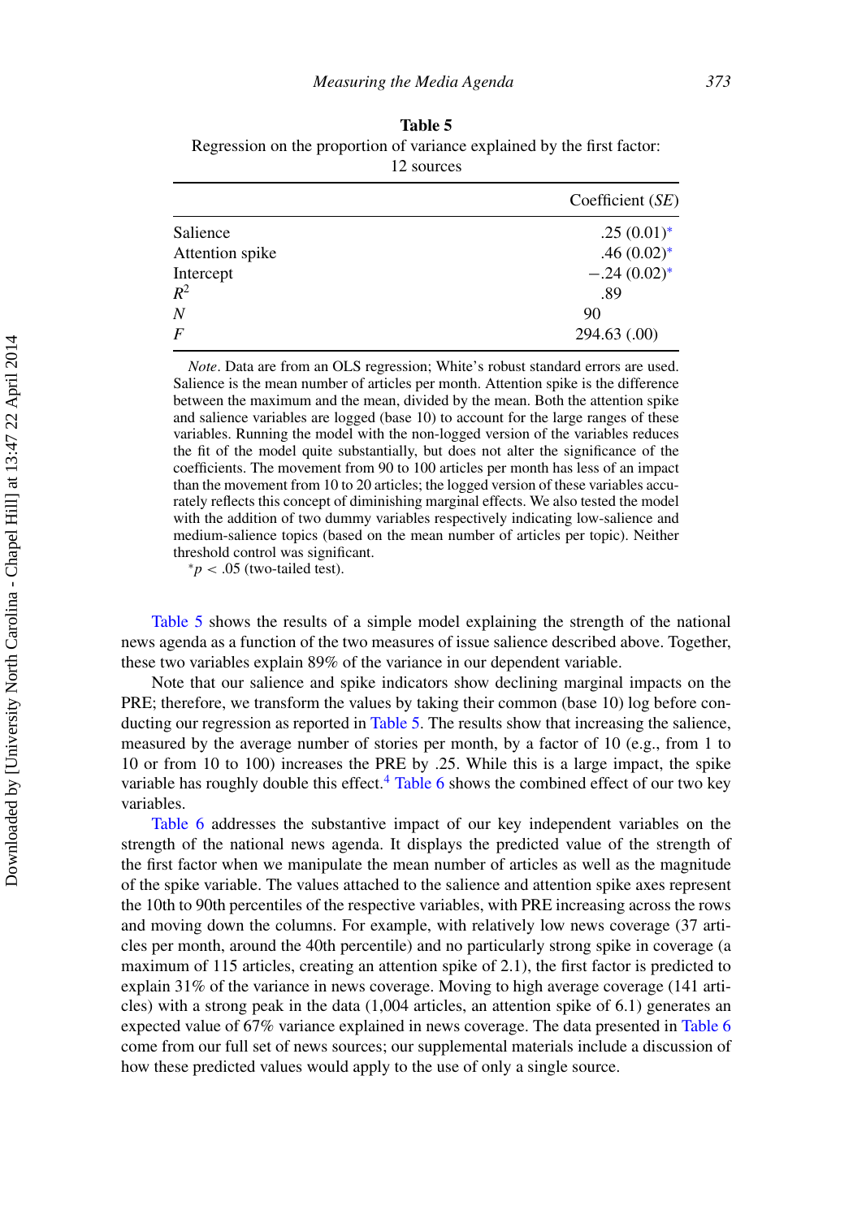**Table 5**

Regression on the proportion of variance explained by the first factor: 12 sources

| | Coefficient (*SE*) |
|---|---|
| Salience | .25 (0.01)* |
| Attention spike | .46 (0.02)* |
| Intercept | −.24 (0.02)* |
| $R^2$ | .89 |
| *N* | 90 |
| *F* | 294.63 (.00) |

*Note*. Data are from an OLS regression; White's robust standard errors are used. Salience is the mean number of articles per month. Attention spike is the difference between the maximum and the mean, divided by the mean. Both the attention spike and salience variables are logged (base 10) to account for the large ranges of these variables. Running the model with the non-logged version of the variables reduces the fit of the model quite substantially, but does not alter the significance of the coefficients. The movement from 90 to 100 articles per month has less of an impact than the movement from 10 to 20 articles; the logged version of these variables accurately reflects this concept of diminishing marginal effects. We also tested the model with the addition of two dummy variables respectively indicating low-salience and medium-salience topics (based on the mean number of articles per topic). Neither threshold control was significant.

$^{*}p < .05$ (two-tailed test).

Table 5 shows the results of a simple model explaining the strength of the national news agenda as a function of the two measures of issue salience described above. Together, these two variables explain 89% of the variance in our dependent variable.

Note that our salience and spike indicators show declining marginal impacts on the PRE; therefore, we transform the values by taking their common (base 10) log before conducting our regression as reported in Table 5. The results show that increasing the salience, measured by the average number of stories per month, by a factor of 10 (e.g., from 1 to 10 or from 10 to 100) increases the PRE by .25. While this is a large impact, the spike variable has roughly double this effect.[4] Table 6 shows the combined effect of our two key variables.

Table 6 addresses the substantive impact of our key independent variables on the strength of the national news agenda. It displays the predicted value of the strength of the first factor when we manipulate the mean number of articles as well as the magnitude of the spike variable. The values attached to the salience and attention spike axes represent the 10th to 90th percentiles of the respective variables, with PRE increasing across the rows and moving down the columns. For example, with relatively low news coverage (37 articles per month, around the 40th percentile) and no particularly strong spike in coverage (a maximum of 115 articles, creating an attention spike of 2.1), the first factor is predicted to explain 31% of the variance in news coverage. Moving to high average coverage (141 articles) with a strong peak in the data (1,004 articles, an attention spike of 6.1) generates an expected value of 67% variance explained in news coverage. The data presented in Table 6 come from our full set of news sources; our supplemental materials include a discussion of how these predicted values would apply to the use of only a single source.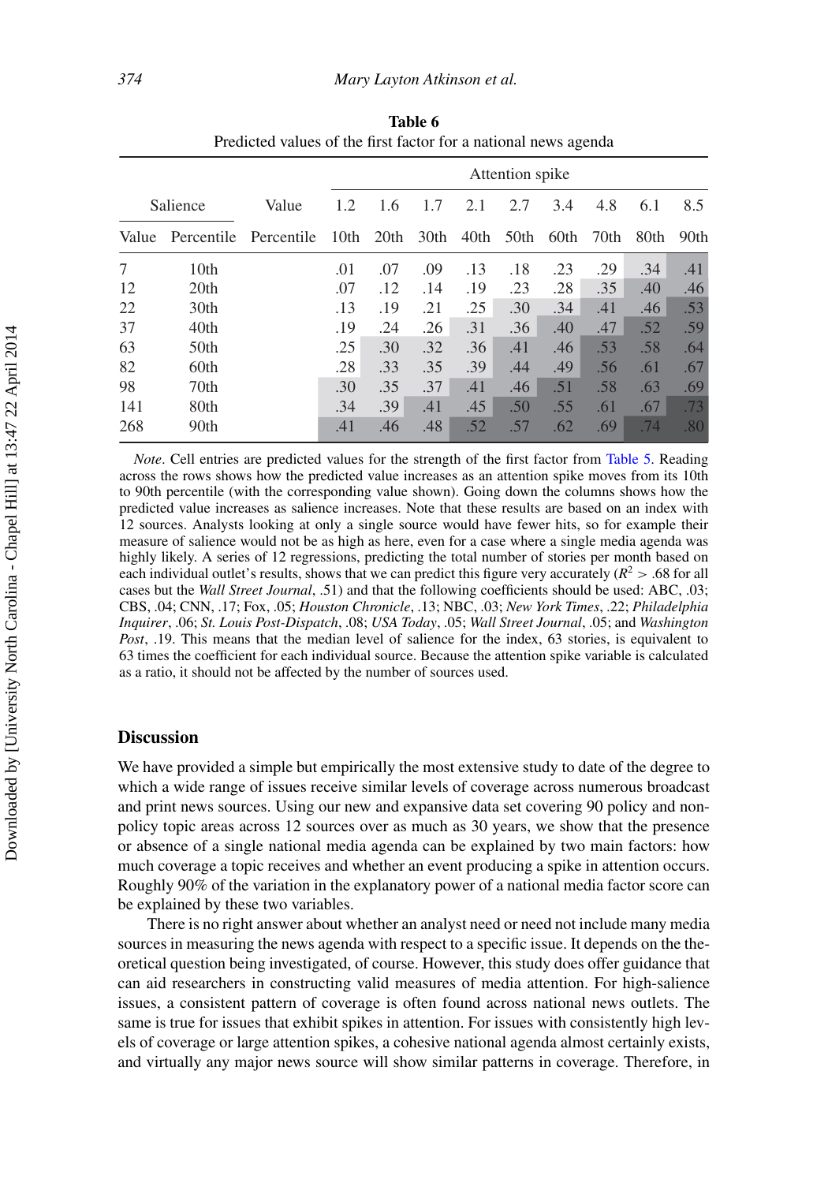**Table 6**
Predicted values of the first factor for a national news agenda

| Salience | | Value | Attention spike | | | | | | | | |
|---|---|---|---|---|---|---|---|---|---|---|---|
| | | | 1.2 | 1.6 | 1.7 | 2.1 | 2.7 | 3.4 | 4.8 | 6.1 | 8.5 |
| Value | Percentile | Percentile | 10th | 20th | 30th | 40th | 50th | 60th | 70th | 80th | 90th |
| 7 | 10th | | .01 | .07 | .09 | .13 | .18 | .23 | .29 | .34 | .41 |
| 12 | 20th | | .07 | .12 | .14 | .19 | .23 | .28 | .35 | .40 | .46 |
| 22 | 30th | | .13 | .19 | .21 | .25 | .30 | .34 | .41 | .46 | .53 |
| 37 | 40th | | .19 | .24 | .26 | .31 | .36 | .40 | .47 | .52 | .59 |
| 63 | 50th | | .25 | .30 | .32 | .36 | .41 | .46 | .53 | .58 | .64 |
| 82 | 60th | | .28 | .33 | .35 | .39 | .44 | .49 | .56 | .61 | .67 |
| 98 | 70th | | .30 | .35 | .37 | .41 | .46 | .51 | .58 | .63 | .69 |
| 141 | 80th | | .34 | .39 | .41 | .45 | .50 | .55 | .61 | .67 | .73 |
| 268 | 90th | | .41 | .46 | .48 | .52 | .57 | .62 | .69 | .74 | .80 |

*Note*. Cell entries are predicted values for the strength of the first factor from Table 5. Reading across the rows shows how the predicted value increases as an attention spike moves from its 10th to 90th percentile (with the corresponding value shown). Going down the columns shows how the predicted value increases as salience increases. Note that these results are based on an index with 12 sources. Analysts looking at only a single source would have fewer hits, so for example their measure of salience would not be as high as here, even for a case where a single media agenda was highly likely. A series of 12 regressions, predicting the total number of stories per month based on each individual outlet's results, shows that we can predict this figure very accurately ($R^2 > .68$ for all cases but the *Wall Street Journal*, .51) and that the following coefficients should be used: ABC, .03; CBS, .04; CNN, .17; Fox, .05; *Houston Chronicle*, .13; NBC, .03; *New York Times*, .22; *Philadelphia Inquirer*, .06; *St. Louis Post-Dispatch*, .08; *USA Today*, .05; *Wall Street Journal*, .05; and *Washington Post*, .19. This means that the median level of salience for the index, 63 stories, is equivalent to 63 times the coefficient for each individual source. Because the attention spike variable is calculated as a ratio, it should not be affected by the number of sources used.

## Discussion

We have provided a simple but empirically the most extensive study to date of the degree to which a wide range of issues receive similar levels of coverage across numerous broadcast and print news sources. Using our new and expansive data set covering 90 policy and non-policy topic areas across 12 sources over as much as 30 years, we show that the presence or absence of a single national media agenda can be explained by two main factors: how much coverage a topic receives and whether an event producing a spike in attention occurs. Roughly 90% of the variation in the explanatory power of a national media factor score can be explained by these two variables.

There is no right answer about whether an analyst need or need not include many media sources in measuring the news agenda with respect to a specific issue. It depends on the theoretical question being investigated, of course. However, this study does offer guidance that can aid researchers in constructing valid measures of media attention. For high-salience issues, a consistent pattern of coverage is often found across national news outlets. The same is true for issues that exhibit spikes in attention. For issues with consistently high levels of coverage or large attention spikes, a cohesive national agenda almost certainly exists, and virtually any major news source will show similar patterns in coverage. Therefore, in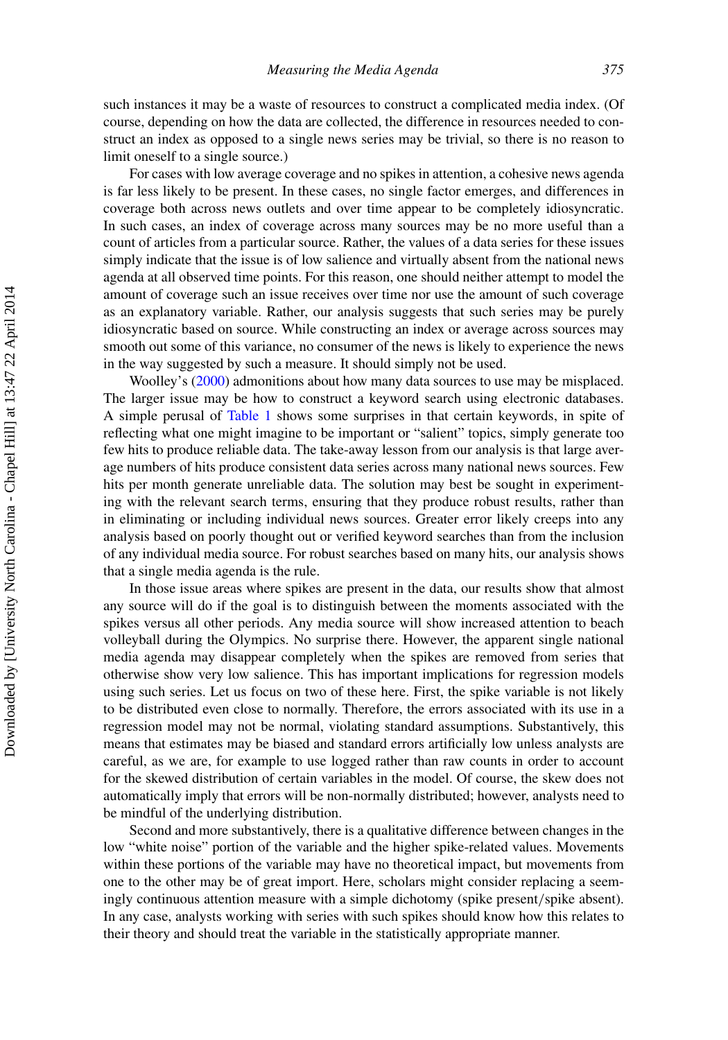such instances it may be a waste of resources to construct a complicated media index. (Of course, depending on how the data are collected, the difference in resources needed to construct an index as opposed to a single news series may be trivial, so there is no reason to limit oneself to a single source.)

For cases with low average coverage and no spikes in attention, a cohesive news agenda is far less likely to be present. In these cases, no single factor emerges, and differences in coverage both across news outlets and over time appear to be completely idiosyncratic. In such cases, an index of coverage across many sources may be no more useful than a count of articles from a particular source. Rather, the values of a data series for these issues simply indicate that the issue is of low salience and virtually absent from the national news agenda at all observed time points. For this reason, one should neither attempt to model the amount of coverage such an issue receives over time nor use the amount of such coverage as an explanatory variable. Rather, our analysis suggests that such series may be purely idiosyncratic based on source. While constructing an index or average across sources may smooth out some of this variance, no consumer of the news is likely to experience the news in the way suggested by such a measure. It should simply not be used.

Woolley's (2000) admonitions about how many data sources to use may be misplaced. The larger issue may be how to construct a keyword search using electronic databases. A simple perusal of Table 1 shows some surprises in that certain keywords, in spite of reflecting what one might imagine to be important or "salient" topics, simply generate too few hits to produce reliable data. The take-away lesson from our analysis is that large average numbers of hits produce consistent data series across many national news sources. Few hits per month generate unreliable data. The solution may best be sought in experimenting with the relevant search terms, ensuring that they produce robust results, rather than in eliminating or including individual news sources. Greater error likely creeps into any analysis based on poorly thought out or verified keyword searches than from the inclusion of any individual media source. For robust searches based on many hits, our analysis shows that a single media agenda is the rule.

In those issue areas where spikes are present in the data, our results show that almost any source will do if the goal is to distinguish between the moments associated with the spikes versus all other periods. Any media source will show increased attention to beach volleyball during the Olympics. No surprise there. However, the apparent single national media agenda may disappear completely when the spikes are removed from series that otherwise show very low salience. This has important implications for regression models using such series. Let us focus on two of these here. First, the spike variable is not likely to be distributed even close to normally. Therefore, the errors associated with its use in a regression model may not be normal, violating standard assumptions. Substantively, this means that estimates may be biased and standard errors artificially low unless analysts are careful, as we are, for example to use logged rather than raw counts in order to account for the skewed distribution of certain variables in the model. Of course, the skew does not automatically imply that errors will be non-normally distributed; however, analysts need to be mindful of the underlying distribution.

Second and more substantively, there is a qualitative difference between changes in the low "white noise" portion of the variable and the higher spike-related values. Movements within these portions of the variable may have no theoretical impact, but movements from one to the other may be of great import. Here, scholars might consider replacing a seemingly continuous attention measure with a simple dichotomy (spike present/spike absent). In any case, analysts working with series with such spikes should know how this relates to their theory and should treat the variable in the statistically appropriate manner.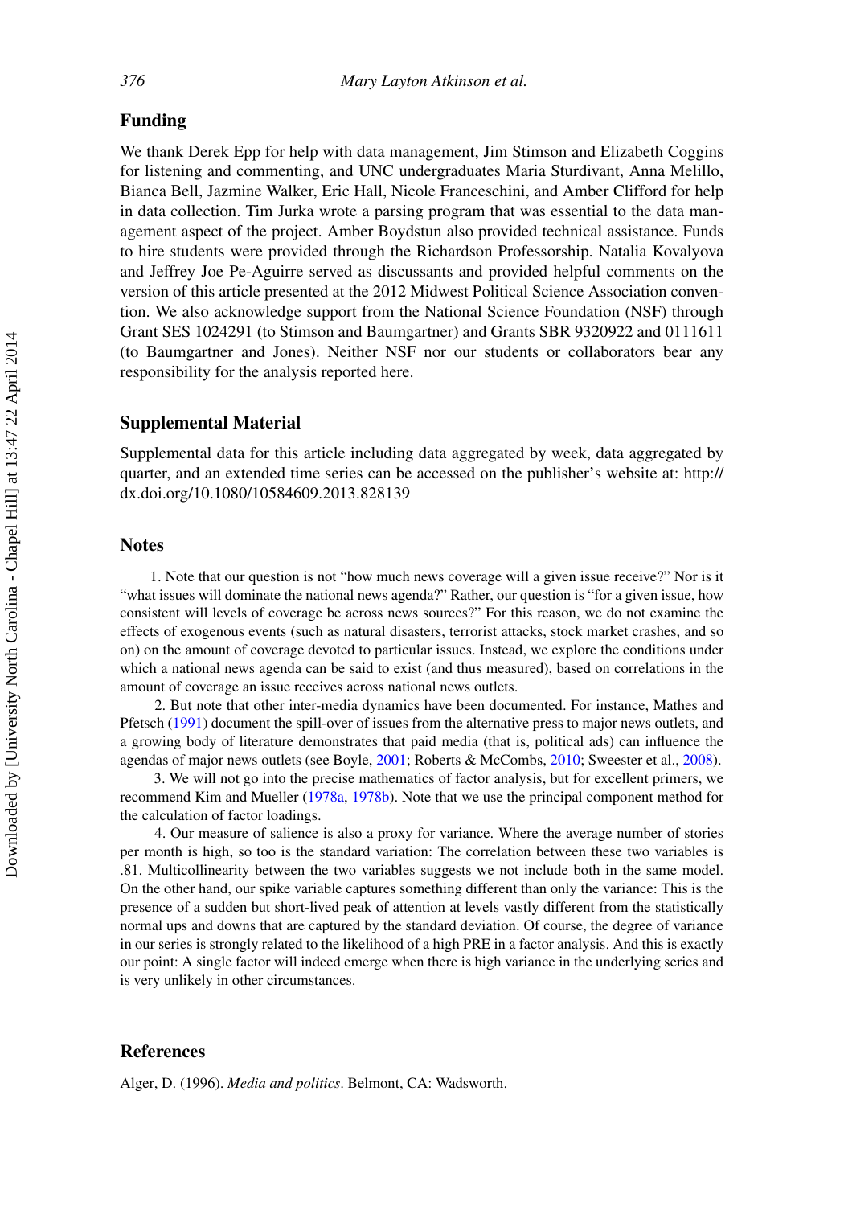## Funding

We thank Derek Epp for help with data management, Jim Stimson and Elizabeth Coggins for listening and commenting, and UNC undergraduates Maria Sturdivant, Anna Melillo, Bianca Bell, Jazmine Walker, Eric Hall, Nicole Franceschini, and Amber Clifford for help in data collection. Tim Jurka wrote a parsing program that was essential to the data management aspect of the project. Amber Boydstun also provided technical assistance. Funds to hire students were provided through the Richardson Professorship. Natalia Kovalyova and Jeffrey Joe Pe-Aguirre served as discussants and provided helpful comments on the version of this article presented at the 2012 Midwest Political Science Association convention. We also acknowledge support from the National Science Foundation (NSF) through Grant SES 1024291 (to Stimson and Baumgartner) and Grants SBR 9320922 and 0111611 (to Baumgartner and Jones). Neither NSF nor our students or collaborators bear any responsibility for the analysis reported here.

## Supplemental Material

Supplemental data for this article including data aggregated by week, data aggregated by quarter, and an extended time series can be accessed on the publisher's website at: http://dx.doi.org/10.1080/10584609.2013.828139

## Notes

1. Note that our question is not "how much news coverage will a given issue receive?" Nor is it "what issues will dominate the national news agenda?" Rather, our question is "for a given issue, how consistent will levels of coverage be across news sources?" For this reason, we do not examine the effects of exogenous events (such as natural disasters, terrorist attacks, stock market crashes, and so on) on the amount of coverage devoted to particular issues. Instead, we explore the conditions under which a national news agenda can be said to exist (and thus measured), based on correlations in the amount of coverage an issue receives across national news outlets.

2. But note that other inter-media dynamics have been documented. For instance, Mathes and Pfetsch (1991) document the spill-over of issues from the alternative press to major news outlets, and a growing body of literature demonstrates that paid media (that is, political ads) can influence the agendas of major news outlets (see Boyle, 2001; Roberts & McCombs, 2010; Sweester et al., 2008).

3. We will not go into the precise mathematics of factor analysis, but for excellent primers, we recommend Kim and Mueller (1978a, 1978b). Note that we use the principal component method for the calculation of factor loadings.

4. Our measure of salience is also a proxy for variance. Where the average number of stories per month is high, so too is the standard variation: The correlation between these two variables is .81. Multicollinearity between the two variables suggests we not include both in the same model. On the other hand, our spike variable captures something different than only the variance: This is the presence of a sudden but short-lived peak of attention at levels vastly different from the statistically normal ups and downs that are captured by the standard deviation. Of course, the degree of variance in our series is strongly related to the likelihood of a high PRE in a factor analysis. And this is exactly our point: A single factor will indeed emerge when there is high variance in the underlying series and is very unlikely in other circumstances.

## References

Alger, D. (1996). *Media and politics*. Belmont, CA: Wadsworth.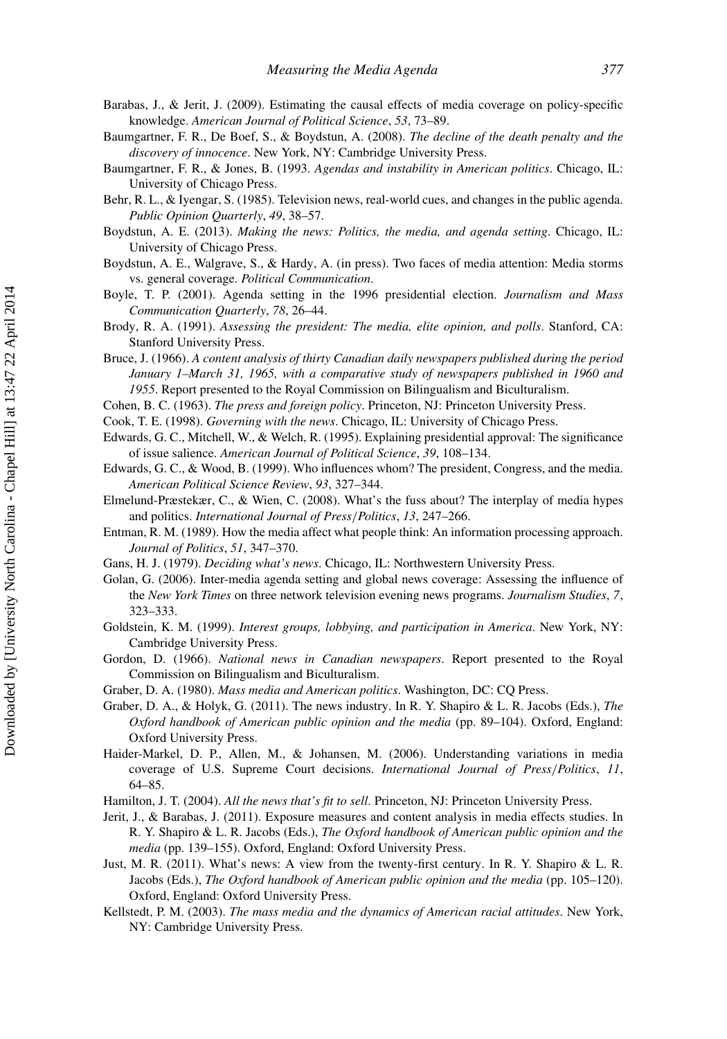Barabas, J., & Jerit, J. (2009). Estimating the causal effects of media coverage on policy-specific knowledge. *American Journal of Political Science*, *53*, 73–89.

Baumgartner, F. R., De Boef, S., & Boydstun, A. (2008). *The decline of the death penalty and the discovery of innocence*. New York, NY: Cambridge University Press.

Baumgartner, F. R., & Jones, B. (1993. *Agendas and instability in American politics*. Chicago, IL: University of Chicago Press.

Behr, R. L., & Iyengar, S. (1985). Television news, real-world cues, and changes in the public agenda. *Public Opinion Quarterly*, *49*, 38–57.

Boydstun, A. E. (2013). *Making the news: Politics, the media, and agenda setting*. Chicago, IL: University of Chicago Press.

Boydstun, A. E., Walgrave, S., & Hardy, A. (in press). Two faces of media attention: Media storms vs. general coverage. *Political Communication*.

Boyle, T. P. (2001). Agenda setting in the 1996 presidential election. *Journalism and Mass Communication Quarterly*, *78*, 26–44.

Brody, R. A. (1991). *Assessing the president: The media, elite opinion, and polls*. Stanford, CA: Stanford University Press.

Bruce, J. (1966). *A content analysis of thirty Canadian daily newspapers published during the period January 1–March 31, 1965, with a comparative study of newspapers published in 1960 and 1955*. Report presented to the Royal Commission on Bilingualism and Biculturalism.

Cohen, B. C. (1963). *The press and foreign policy*. Princeton, NJ: Princeton University Press.

Cook, T. E. (1998). *Governing with the news*. Chicago, IL: University of Chicago Press.

Edwards, G. C., Mitchell, W., & Welch, R. (1995). Explaining presidential approval: The significance of issue salience. *American Journal of Political Science*, *39*, 108–134.

Edwards, G. C., & Wood, B. (1999). Who influences whom? The president, Congress, and the media. *American Political Science Review*, *93*, 327–344.

Elmelund-Præstekær, C., & Wien, C. (2008). What's the fuss about? The interplay of media hypes and politics. *International Journal of Press/Politics*, *13*, 247–266.

Entman, R. M. (1989). How the media affect what people think: An information processing approach. *Journal of Politics*, *51*, 347–370.

Gans, H. J. (1979). *Deciding what's news*. Chicago, IL: Northwestern University Press.

Golan, G. (2006). Inter-media agenda setting and global news coverage: Assessing the influence of the *New York Times* on three network television evening news programs. *Journalism Studies*, *7*, 323–333.

Goldstein, K. M. (1999). *Interest groups, lobbying, and participation in America*. New York, NY: Cambridge University Press.

Gordon, D. (1966). *National news in Canadian newspapers*. Report presented to the Royal Commission on Bilingualism and Biculturalism.

Graber, D. A. (1980). *Mass media and American politics*. Washington, DC: CQ Press.

Graber, D. A., & Holyk, G. (2011). The news industry. In R. Y. Shapiro & L. R. Jacobs (Eds.), *The Oxford handbook of American public opinion and the media* (pp. 89–104). Oxford, England: Oxford University Press.

Haider-Markel, D. P., Allen, M., & Johansen, M. (2006). Understanding variations in media coverage of U.S. Supreme Court decisions. *International Journal of Press/Politics*, *11*, 64–85.

Hamilton, J. T. (2004). *All the news that's fit to sell*. Princeton, NJ: Princeton University Press.

Jerit, J., & Barabas, J. (2011). Exposure measures and content analysis in media effects studies. In R. Y. Shapiro & L. R. Jacobs (Eds.), *The Oxford handbook of American public opinion and the media* (pp. 139–155). Oxford, England: Oxford University Press.

Just, M. R. (2011). What's news: A view from the twenty-first century. In R. Y. Shapiro & L. R. Jacobs (Eds.), *The Oxford handbook of American public opinion and the media* (pp. 105–120). Oxford, England: Oxford University Press.

Kellstedt, P. M. (2003). *The mass media and the dynamics of American racial attitudes*. New York, NY: Cambridge University Press.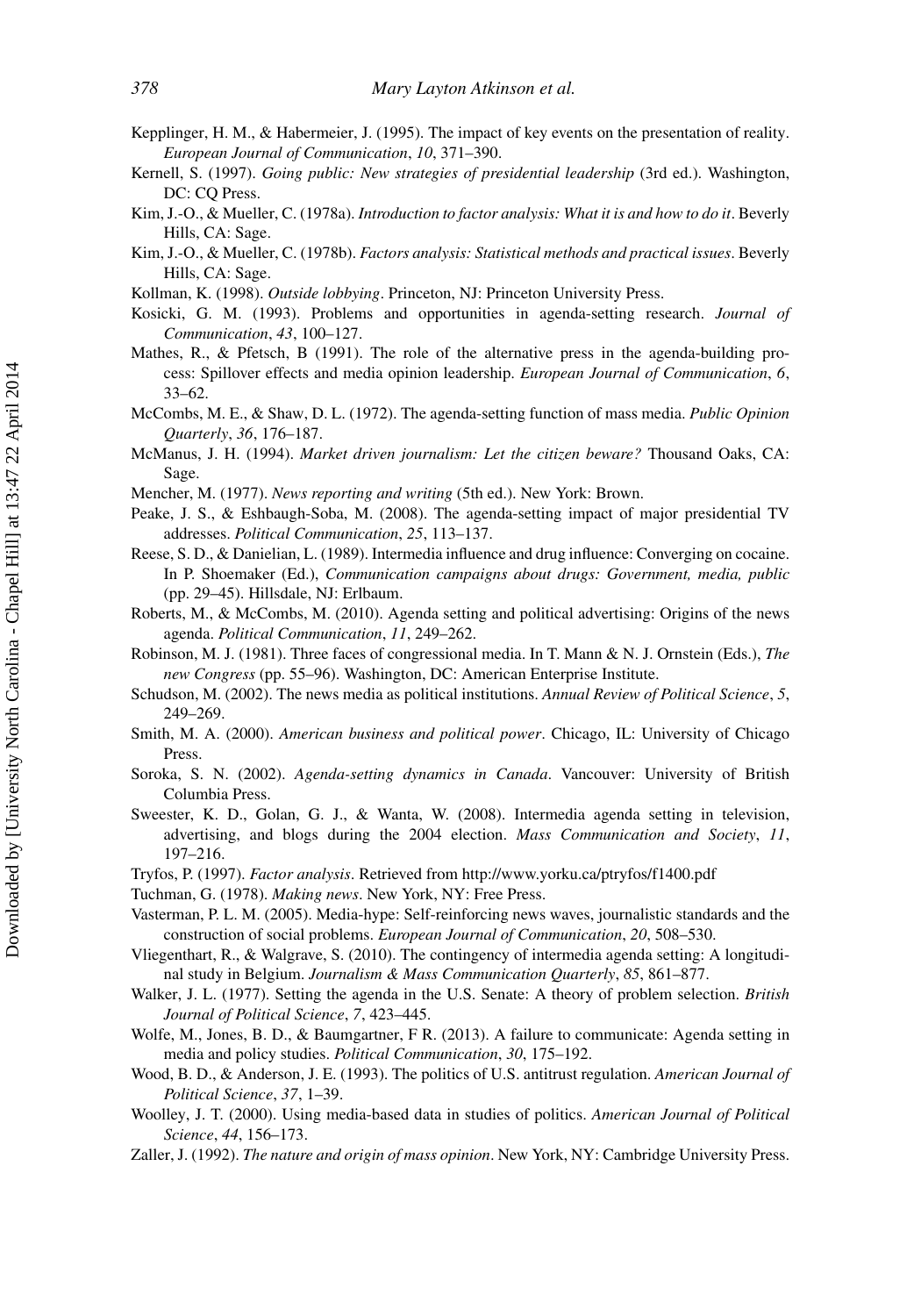Kepplinger, H. M., & Habermeier, J. (1995). The impact of key events on the presentation of reality. *European Journal of Communication*, *10*, 371–390.

Kernell, S. (1997). *Going public: New strategies of presidential leadership* (3rd ed.). Washington, DC: CQ Press.

Kim, J.-O., & Mueller, C. (1978a). *Introduction to factor analysis: What it is and how to do it*. Beverly Hills, CA: Sage.

Kim, J.-O., & Mueller, C. (1978b). *Factors analysis: Statistical methods and practical issues*. Beverly Hills, CA: Sage.

Kollman, K. (1998). *Outside lobbying*. Princeton, NJ: Princeton University Press.

Kosicki, G. M. (1993). Problems and opportunities in agenda-setting research. *Journal of Communication*, *43*, 100–127.

Mathes, R., & Pfetsch, B (1991). The role of the alternative press in the agenda-building process: Spillover effects and media opinion leadership. *European Journal of Communication*, *6*, 33–62.

McCombs, M. E., & Shaw, D. L. (1972). The agenda-setting function of mass media. *Public Opinion Quarterly*, *36*, 176–187.

McManus, J. H. (1994). *Market driven journalism: Let the citizen beware?* Thousand Oaks, CA: Sage.

Mencher, M. (1977). *News reporting and writing* (5th ed.). New York: Brown.

Peake, J. S., & Eshbaugh-Soba, M. (2008). The agenda-setting impact of major presidential TV addresses. *Political Communication*, *25*, 113–137.

Reese, S. D., & Danielian, L. (1989). Intermedia influence and drug influence: Converging on cocaine. In P. Shoemaker (Ed.), *Communication campaigns about drugs: Government, media, public* (pp. 29–45). Hillsdale, NJ: Erlbaum.

Roberts, M., & McCombs, M. (2010). Agenda setting and political advertising: Origins of the news agenda. *Political Communication*, *11*, 249–262.

Robinson, M. J. (1981). Three faces of congressional media. In T. Mann & N. J. Ornstein (Eds.), *The new Congress* (pp. 55–96). Washington, DC: American Enterprise Institute.

Schudson, M. (2002). The news media as political institutions. *Annual Review of Political Science*, *5*, 249–269.

Smith, M. A. (2000). *American business and political power*. Chicago, IL: University of Chicago Press.

Soroka, S. N. (2002). *Agenda-setting dynamics in Canada*. Vancouver: University of British Columbia Press.

Sweester, K. D., Golan, G. J., & Wanta, W. (2008). Intermedia agenda setting in television, advertising, and blogs during the 2004 election. *Mass Communication and Society*, *11*, 197–216.

Tryfos, P. (1997). *Factor analysis*. Retrieved from http://www.yorku.ca/ptryfos/f1400.pdf

Tuchman, G. (1978). *Making news*. New York, NY: Free Press.

Vasterman, P. L. M. (2005). Media-hype: Self-reinforcing news waves, journalistic standards and the construction of social problems. *European Journal of Communication*, *20*, 508–530.

Vliegenthart, R., & Walgrave, S. (2010). The contingency of intermedia agenda setting: A longitudinal study in Belgium. *Journalism & Mass Communication Quarterly*, *85*, 861–877.

Walker, J. L. (1977). Setting the agenda in the U.S. Senate: A theory of problem selection. *British Journal of Political Science*, *7*, 423–445.

Wolfe, M., Jones, B. D., & Baumgartner, F R. (2013). A failure to communicate: Agenda setting in media and policy studies. *Political Communication*, *30*, 175–192.

Wood, B. D., & Anderson, J. E. (1993). The politics of U.S. antitrust regulation. *American Journal of Political Science*, *37*, 1–39.

Woolley, J. T. (2000). Using media-based data in studies of politics. *American Journal of Political Science*, *44*, 156–173.

Zaller, J. (1992). *The nature and origin of mass opinion*. New York, NY: Cambridge University Press.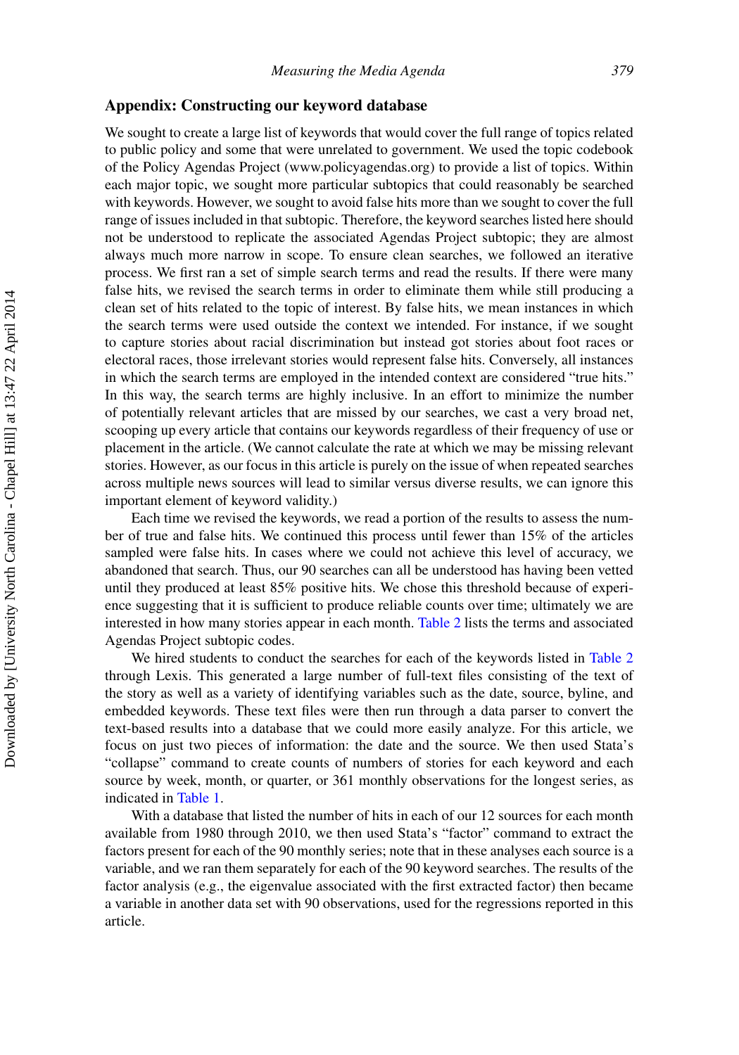## Appendix: Constructing our keyword database

We sought to create a large list of keywords that would cover the full range of topics related to public policy and some that were unrelated to government. We used the topic codebook of the Policy Agendas Project (www.policyagendas.org) to provide a list of topics. Within each major topic, we sought more particular subtopics that could reasonably be searched with keywords. However, we sought to avoid false hits more than we sought to cover the full range of issues included in that subtopic. Therefore, the keyword searches listed here should not be understood to replicate the associated Agendas Project subtopic; they are almost always much more narrow in scope. To ensure clean searches, we followed an iterative process. We first ran a set of simple search terms and read the results. If there were many false hits, we revised the search terms in order to eliminate them while still producing a clean set of hits related to the topic of interest. By false hits, we mean instances in which the search terms were used outside the context we intended. For instance, if we sought to capture stories about racial discrimination but instead got stories about foot races or electoral races, those irrelevant stories would represent false hits. Conversely, all instances in which the search terms are employed in the intended context are considered "true hits." In this way, the search terms are highly inclusive. In an effort to minimize the number of potentially relevant articles that are missed by our searches, we cast a very broad net, scooping up every article that contains our keywords regardless of their frequency of use or placement in the article. (We cannot calculate the rate at which we may be missing relevant stories. However, as our focus in this article is purely on the issue of when repeated searches across multiple news sources will lead to similar versus diverse results, we can ignore this important element of keyword validity.)

Each time we revised the keywords, we read a portion of the results to assess the number of true and false hits. We continued this process until fewer than 15% of the articles sampled were false hits. In cases where we could not achieve this level of accuracy, we abandoned that search. Thus, our 90 searches can all be understood has having been vetted until they produced at least 85% positive hits. We chose this threshold because of experience suggesting that it is sufficient to produce reliable counts over time; ultimately we are interested in how many stories appear in each month. Table 2 lists the terms and associated Agendas Project subtopic codes.

We hired students to conduct the searches for each of the keywords listed in Table 2 through Lexis. This generated a large number of full-text files consisting of the text of the story as well as a variety of identifying variables such as the date, source, byline, and embedded keywords. These text files were then run through a data parser to convert the text-based results into a database that we could more easily analyze. For this article, we focus on just two pieces of information: the date and the source. We then used Stata's "collapse" command to create counts of numbers of stories for each keyword and each source by week, month, or quarter, or 361 monthly observations for the longest series, as indicated in Table 1.

With a database that listed the number of hits in each of our 12 sources for each month available from 1980 through 2010, we then used Stata's "factor" command to extract the factors present for each of the 90 monthly series; note that in these analyses each source is a variable, and we ran them separately for each of the 90 keyword searches. The results of the factor analysis (e.g., the eigenvalue associated with the first extracted factor) then became a variable in another data set with 90 observations, used for the regressions reported in this article.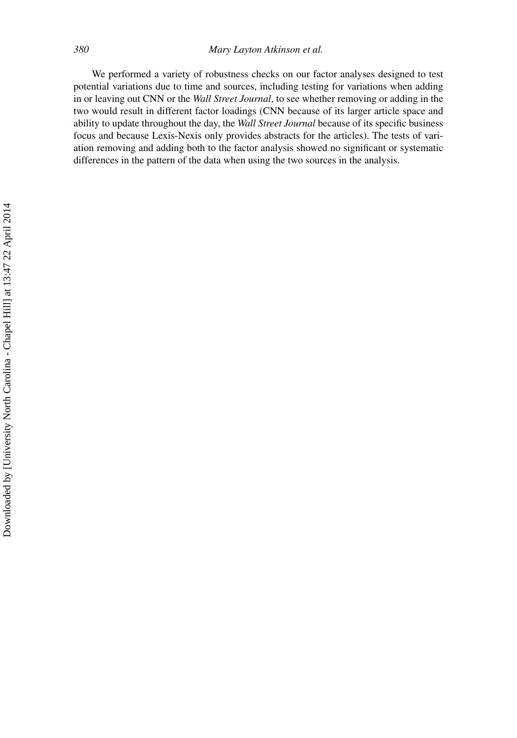We performed a variety of robustness checks on our factor analyses designed to test potential variations due to time and sources, including testing for variations when adding in or leaving out CNN or the *Wall Street Journal*, to see whether removing or adding in the two would result in different factor loadings (CNN because of its larger article space and ability to update throughout the day, the *Wall Street Journal* because of its specific business focus and because Lexis-Nexis only provides abstracts for the articles). The tests of variation removing and adding both to the factor analysis showed no significant or systematic differences in the pattern of the data when using the two sources in the analysis.